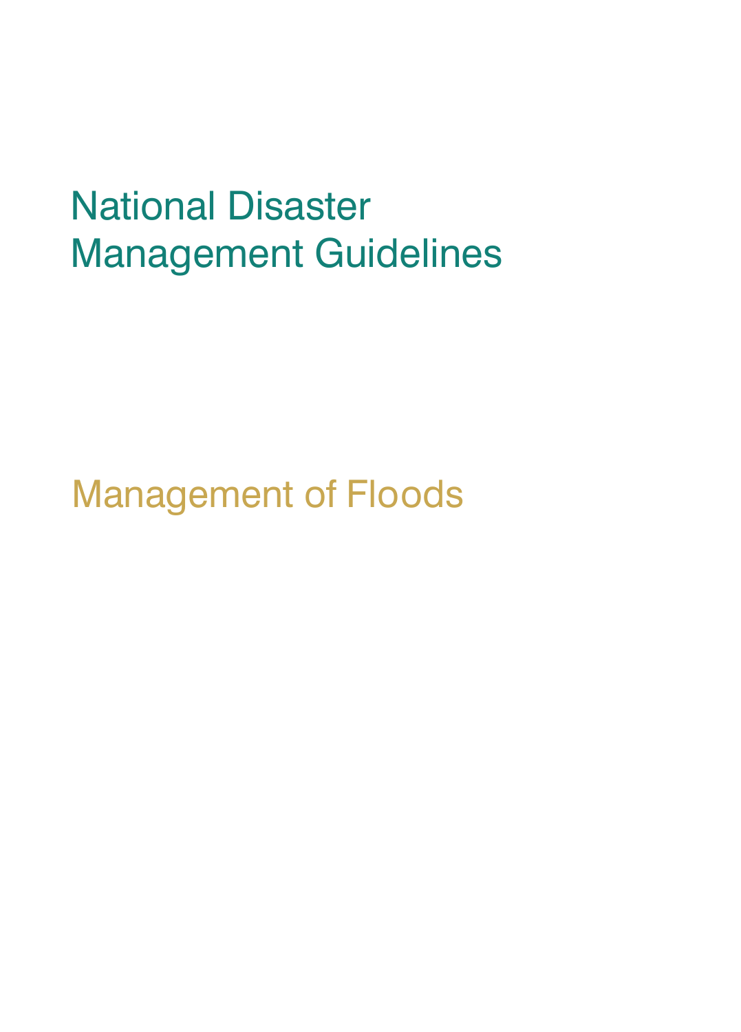# National Disaster Management Guidelines

## Management of Floods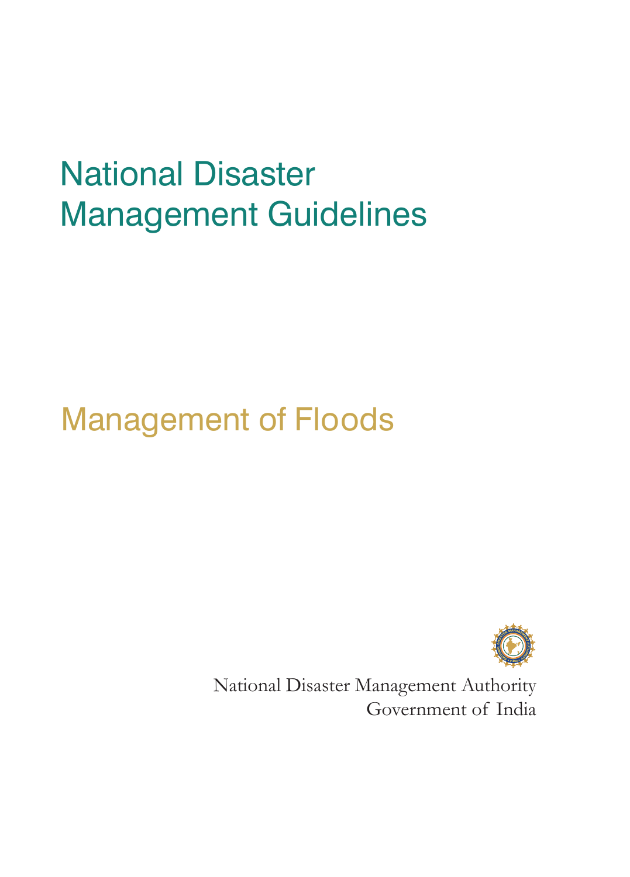# National Disaster Management Guidelines

## Management of Floods

National Disaster Management Authority
Government of India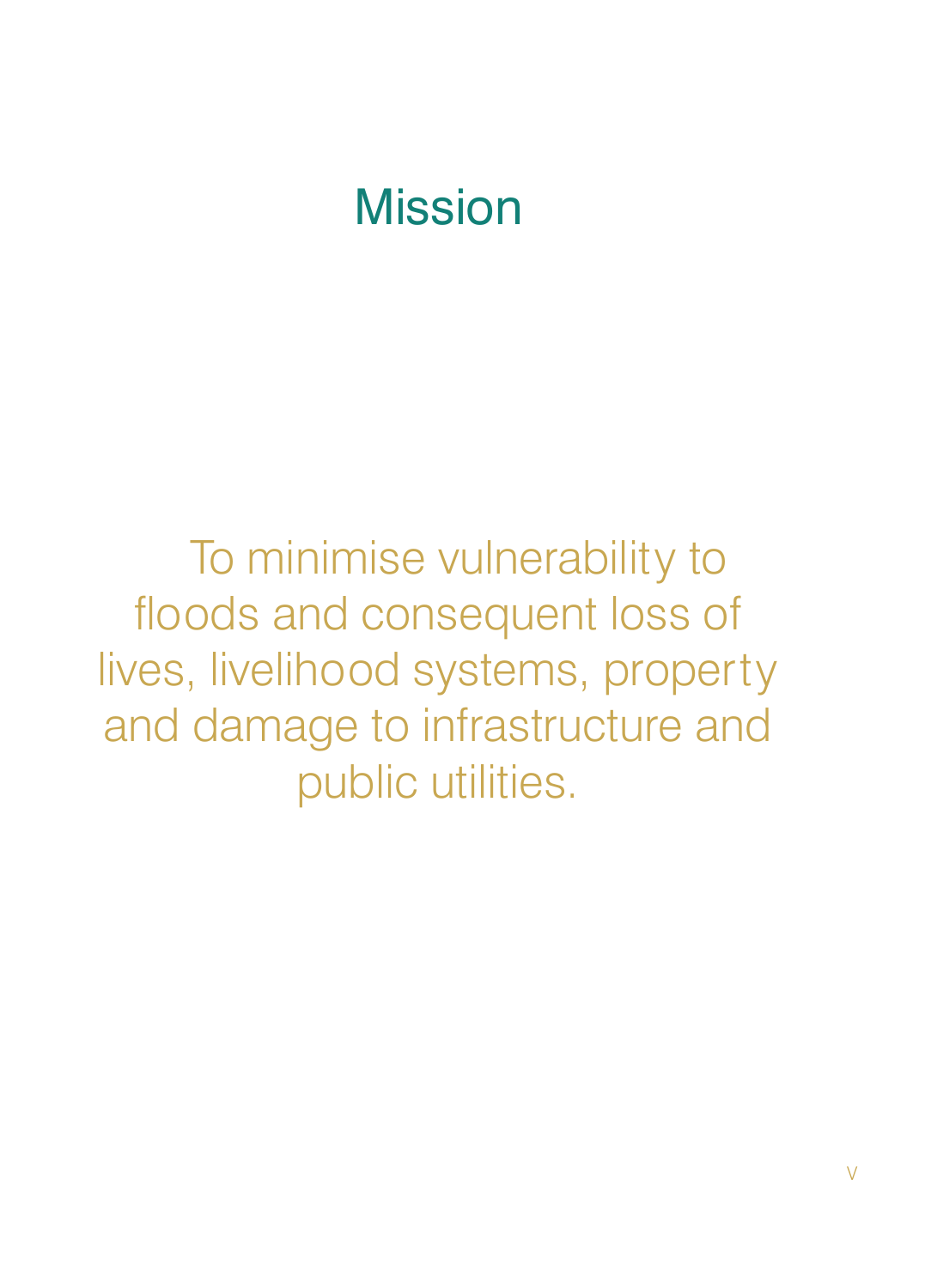# Mission

To minimise vulnerability to floods and consequent loss of lives, livelihood systems, property and damage to infrastructure and public utilities.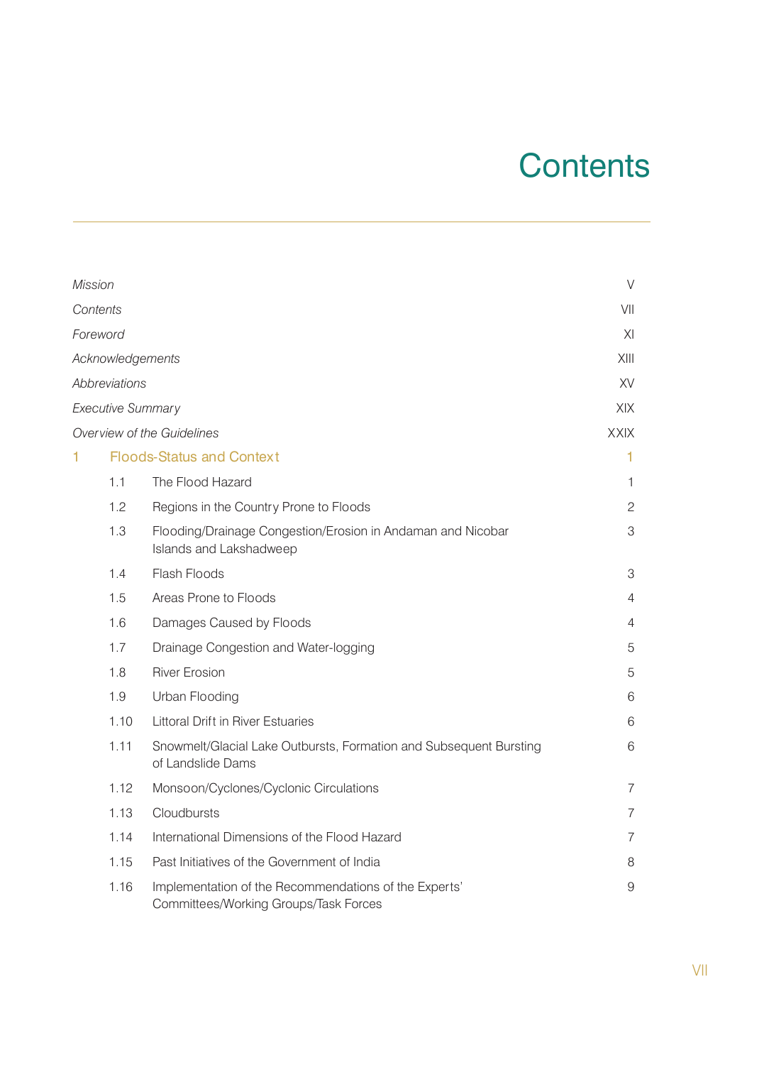# Contents

| | | |
|---|---|---|
| *Mission* | | V |
| *Contents* | | VII |
| *Foreword* | | XI |
| *Acknowledgements* | | XIII |
| *Abbreviations* | | XV |
| *Executive Summary* | | XIX |
| *Overview of the Guidelines* | | XXIX |
| **1** | **Floods-Status and Context** | **1** |
| 1.1 | The Flood Hazard | 1 |
| 1.2 | Regions in the Country Prone to Floods | 2 |
| 1.3 | Flooding/Drainage Congestion/Erosion in Andaman and Nicobar Islands and Lakshadweep | 3 |
| 1.4 | Flash Floods | 3 |
| 1.5 | Areas Prone to Floods | 4 |
| 1.6 | Damages Caused by Floods | 4 |
| 1.7 | Drainage Congestion and Water-logging | 5 |
| 1.8 | River Erosion | 5 |
| 1.9 | Urban Flooding | 6 |
| 1.10 | Littoral Drift in River Estuaries | 6 |
| 1.11 | Snowmelt/Glacial Lake Outbursts, Formation and Subsequent Bursting of Landslide Dams | 6 |
| 1.12 | Monsoon/Cyclones/Cyclonic Circulations | 7 |
| 1.13 | Cloudbursts | 7 |
| 1.14 | International Dimensions of the Flood Hazard | 7 |
| 1.15 | Past Initiatives of the Government of India | 8 |
| 1.16 | Implementation of the Recommendations of the Experts' Committees/Working Groups/Task Forces | 9 |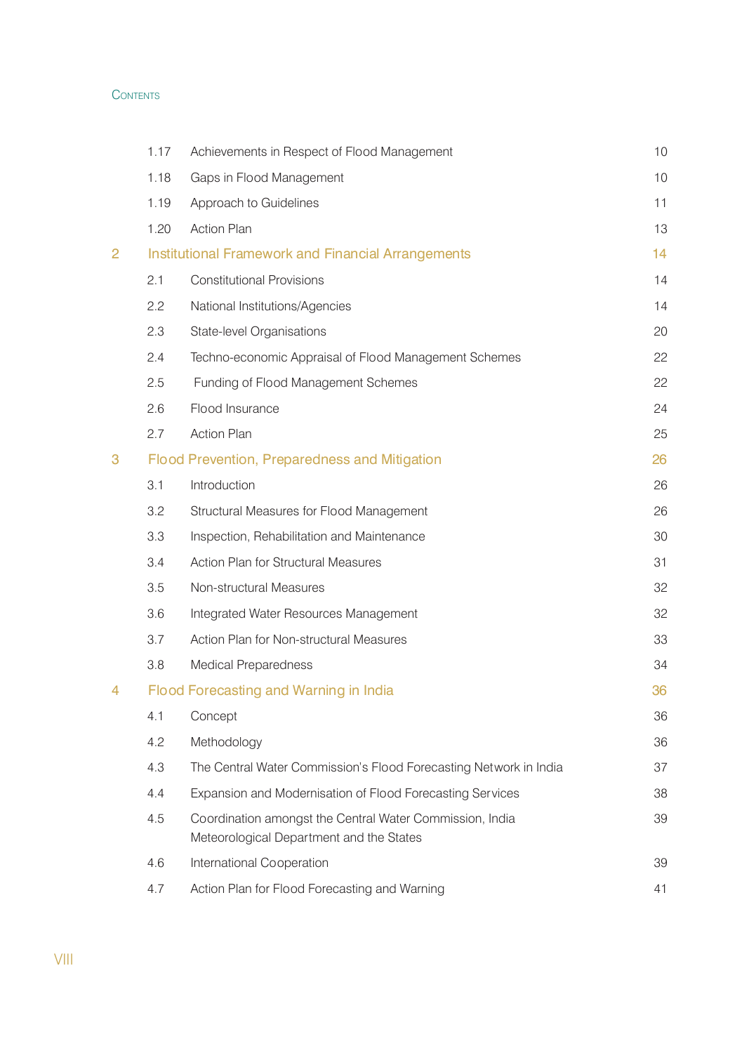CONTENTS

| | | |
|---|---|---|
| 1.17 | Achievements in Respect of Flood Management | 10 |
| 1.18 | Gaps in Flood Management | 10 |
| 1.19 | Approach to Guidelines | 11 |
| 1.20 | Action Plan | 13 |
| **2** | **Institutional Framework and Financial Arrangements** | **14** |
| 2.1 | Constitutional Provisions | 14 |
| 2.2 | National Institutions/Agencies | 14 |
| 2.3 | State-level Organisations | 20 |
| 2.4 | Techno-economic Appraisal of Flood Management Schemes | 22 |
| 2.5 | Funding of Flood Management Schemes | 22 |
| 2.6 | Flood Insurance | 24 |
| 2.7 | Action Plan | 25 |
| **3** | **Flood Prevention, Preparedness and Mitigation** | **26** |
| 3.1 | Introduction | 26 |
| 3.2 | Structural Measures for Flood Management | 26 |
| 3.3 | Inspection, Rehabilitation and Maintenance | 30 |
| 3.4 | Action Plan for Structural Measures | 31 |
| 3.5 | Non-structural Measures | 32 |
| 3.6 | Integrated Water Resources Management | 32 |
| 3.7 | Action Plan for Non-structural Measures | 33 |
| 3.8 | Medical Preparedness | 34 |
| **4** | **Flood Forecasting and Warning in India** | **36** |
| 4.1 | Concept | 36 |
| 4.2 | Methodology | 36 |
| 4.3 | The Central Water Commission's Flood Forecasting Network in India | 37 |
| 4.4 | Expansion and Modernisation of Flood Forecasting Services | 38 |
| 4.5 | Coordination amongst the Central Water Commission, India Meteorological Department and the States | 39 |
| 4.6 | International Cooperation | 39 |
| 4.7 | Action Plan for Flood Forecasting and Warning | 41 |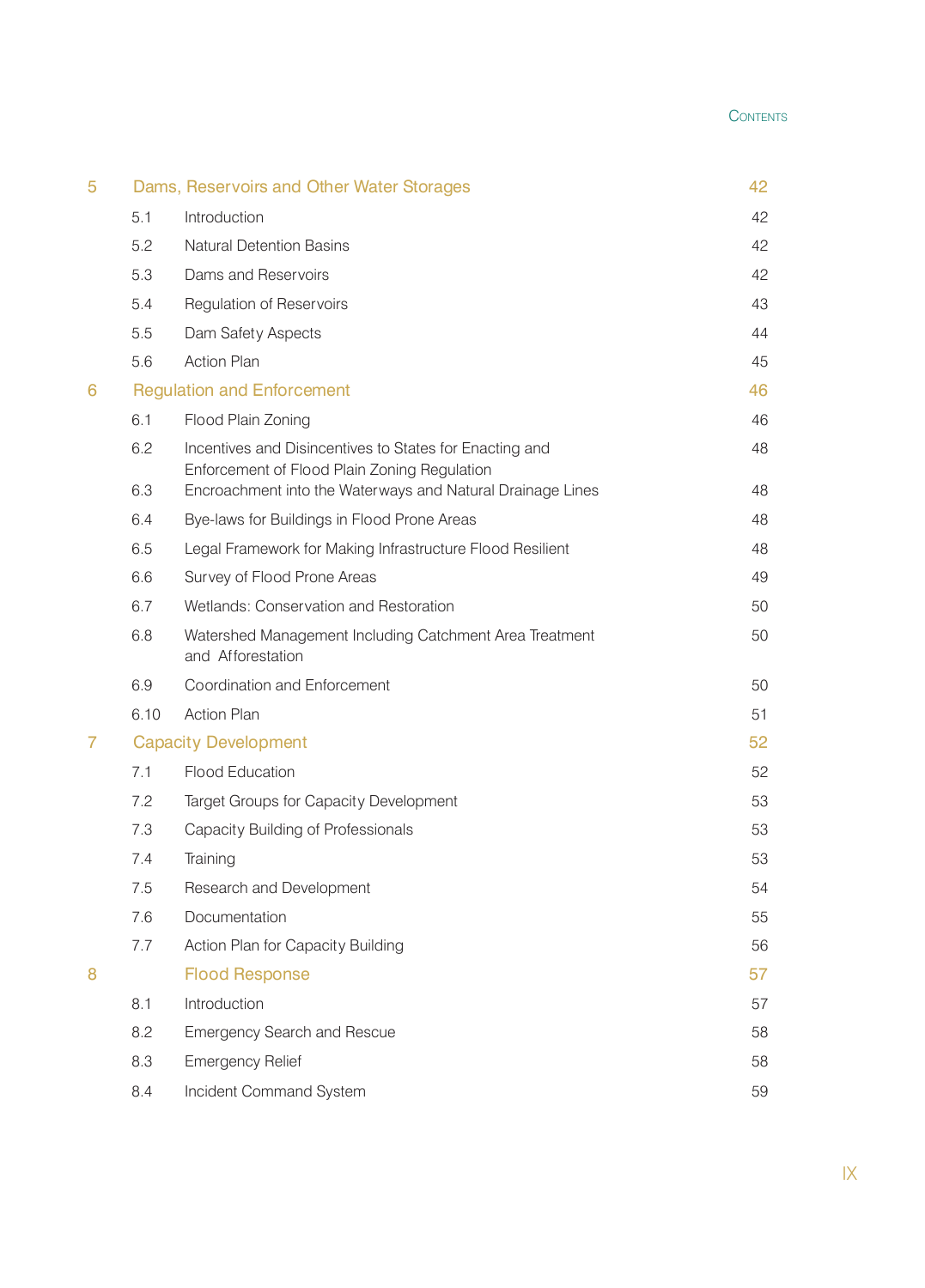| | | |
|---|---|---|
| **5** | **Dams, Reservoirs and Other Water Storages** | **42** |
| 5.1 | Introduction | 42 |
| 5.2 | Natural Detention Basins | 42 |
| 5.3 | Dams and Reservoirs | 42 |
| 5.4 | Regulation of Reservoirs | 43 |
| 5.5 | Dam Safety Aspects | 44 |
| 5.6 | Action Plan | 45 |
| **6** | **Regulation and Enforcement** | **46** |
| 6.1 | Flood Plain Zoning | 46 |
| 6.2 | Incentives and Disincentives to States for Enacting and Enforcement of Flood Plain Zoning Regulation | 48 |
| 6.3 | Encroachment into the Waterways and Natural Drainage Lines | 48 |
| 6.4 | Bye-laws for Buildings in Flood Prone Areas | 48 |
| 6.5 | Legal Framework for Making Infrastructure Flood Resilient | 48 |
| 6.6 | Survey of Flood Prone Areas | 49 |
| 6.7 | Wetlands: Conservation and Restoration | 50 |
| 6.8 | Watershed Management Including Catchment Area Treatment and Afforestation | 50 |
| 6.9 | Coordination and Enforcement | 50 |
| 6.10 | Action Plan | 51 |
| **7** | **Capacity Development** | **52** |
| 7.1 | Flood Education | 52 |
| 7.2 | Target Groups for Capacity Development | 53 |
| 7.3 | Capacity Building of Professionals | 53 |
| 7.4 | Training | 53 |
| 7.5 | Research and Development | 54 |
| 7.6 | Documentation | 55 |
| 7.7 | Action Plan for Capacity Building | 56 |
| **8** | **Flood Response** | **57** |
| 8.1 | Introduction | 57 |
| 8.2 | Emergency Search and Rescue | 58 |
| 8.3 | Emergency Relief | 58 |
| 8.4 | Incident Command System | 59 |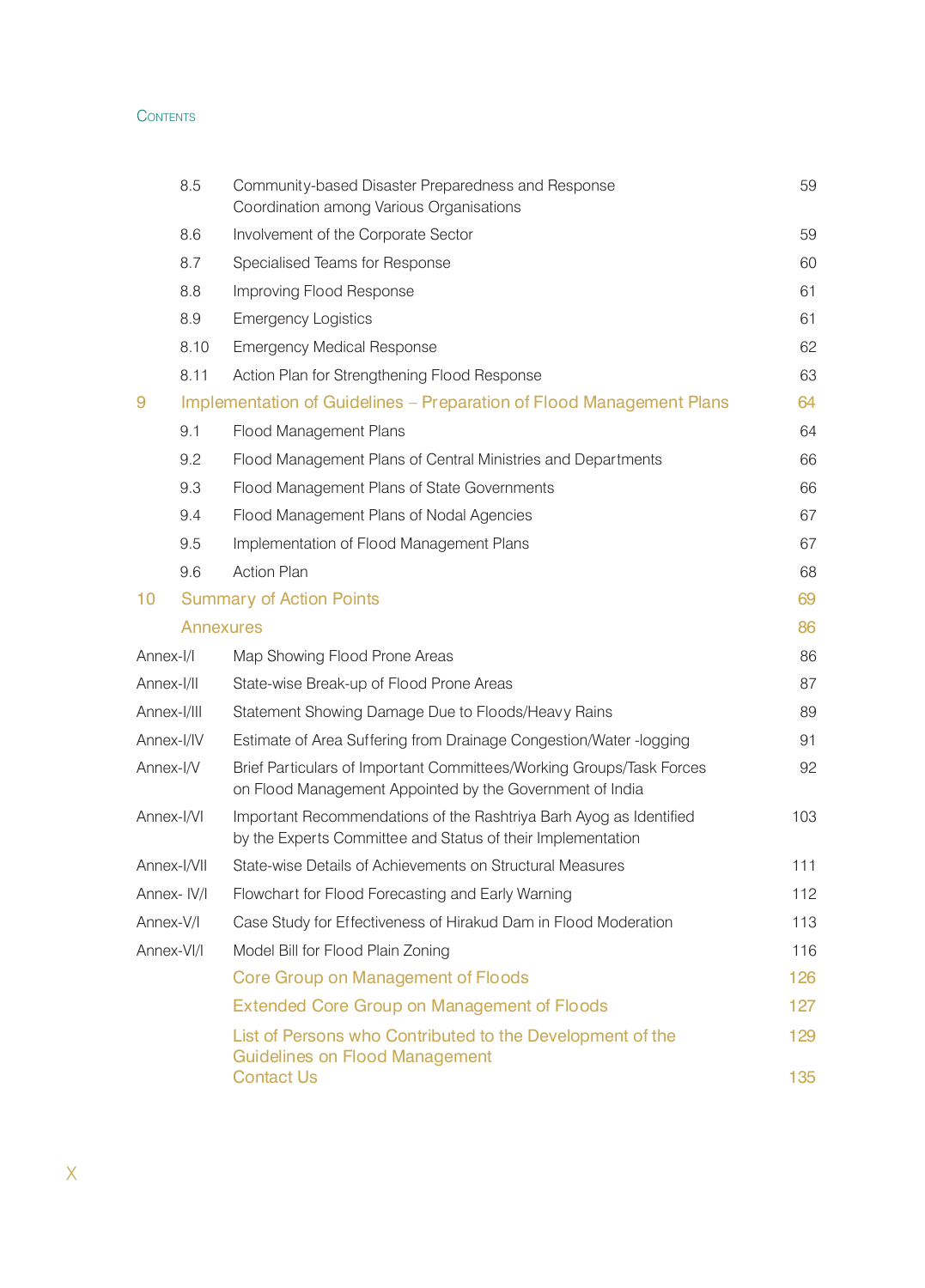CONTENTS

| | | |
|---|---|---|
| 8.5 | Community-based Disaster Preparedness and Response Coordination among Various Organisations | 59 |
| 8.6 | Involvement of the Corporate Sector | 59 |
| 8.7 | Specialised Teams for Response | 60 |
| 8.8 | Improving Flood Response | 61 |
| 8.9 | Emergency Logistics | 61 |
| 8.10 | Emergency Medical Response | 62 |
| 8.11 | Action Plan for Strengthening Flood Response | 63 |
| **9** | **Implementation of Guidelines – Preparation of Flood Management Plans** | **64** |
| 9.1 | Flood Management Plans | 64 |
| 9.2 | Flood Management Plans of Central Ministries and Departments | 66 |
| 9.3 | Flood Management Plans of State Governments | 66 |
| 9.4 | Flood Management Plans of Nodal Agencies | 67 |
| 9.5 | Implementation of Flood Management Plans | 67 |
| 9.6 | Action Plan | 68 |
| **10** | **Summary of Action Points** | **69** |
| | **Annexures** | **86** |
| Annex-I/I | Map Showing Flood Prone Areas | 86 |
| Annex-I/II | State-wise Break-up of Flood Prone Areas | 87 |
| Annex-I/III | Statement Showing Damage Due to Floods/Heavy Rains | 89 |
| Annex-I/IV | Estimate of Area Suffering from Drainage Congestion/Water -logging | 91 |
| Annex-I/V | Brief Particulars of Important Committees/Working Groups/Task Forces on Flood Management Appointed by the Government of India | 92 |
| Annex-I/VI | Important Recommendations of the Rashtriya Barh Ayog as Identified by the Experts Committee and Status of their Implementation | 103 |
| Annex-I/VII | State-wise Details of Achievements on Structural Measures | 111 |
| Annex- IV/I | Flowchart for Flood Forecasting and Early Warning | 112 |
| Annex-V/I | Case Study for Effectiveness of Hirakud Dam in Flood Moderation | 113 |
| Annex-VI/I | Model Bill for Flood Plain Zoning | 116 |
| | **Core Group on Management of Floods** | **126** |
| | **Extended Core Group on Management of Floods** | **127** |
| | **List of Persons who Contributed to the Development of the Guidelines on Flood Management** | **129** |
| | **Contact Us** | **135** |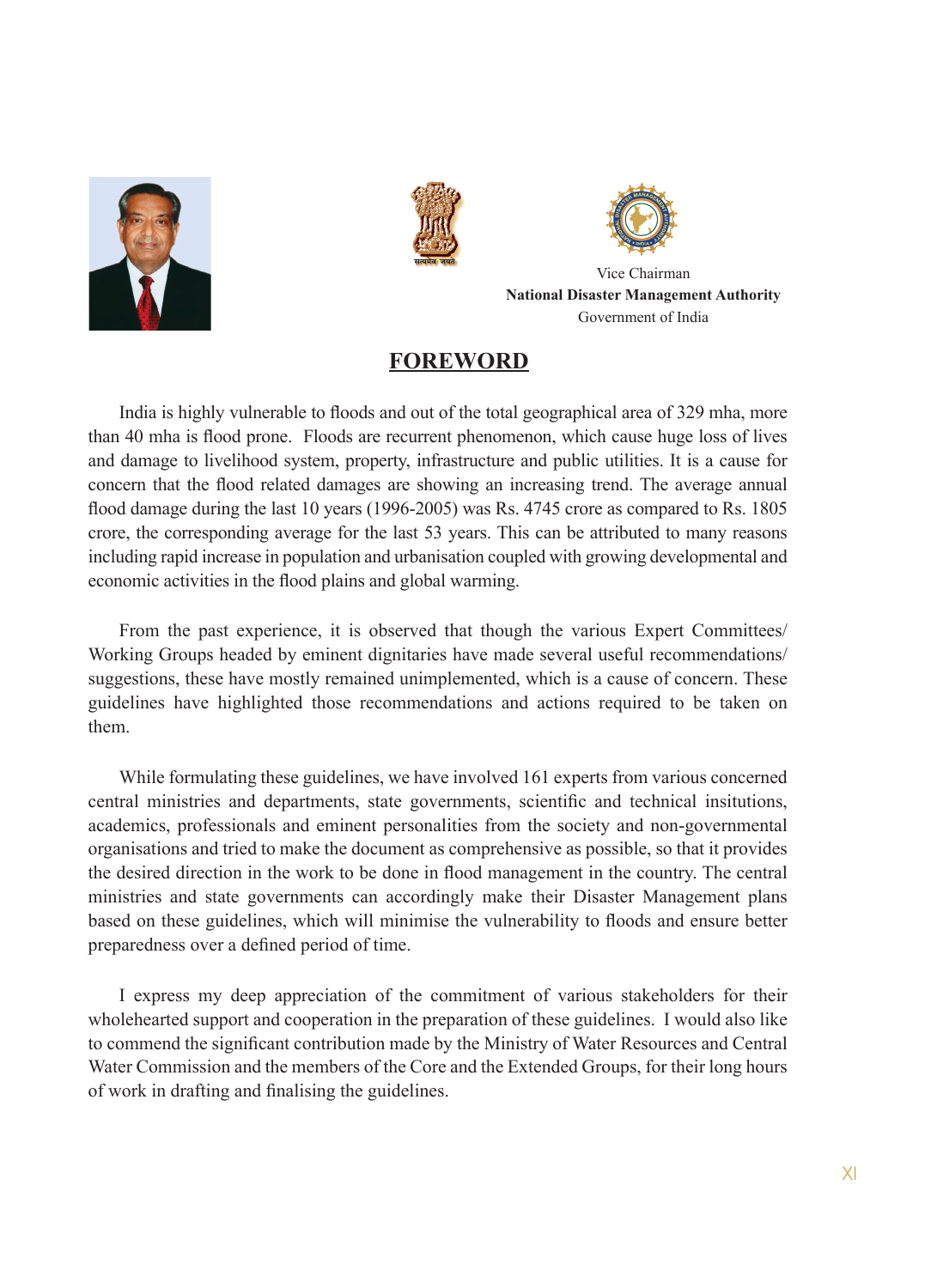Vice Chairman
**National Disaster Management Authority**
Government of India

# FOREWORD

India is highly vulnerable to floods and out of the total geographical area of 329 mha, more than 40 mha is flood prone. Floods are recurrent phenomenon, which cause huge loss of lives and damage to livelihood system, property, infrastructure and public utilities. It is a cause for concern that the flood related damages are showing an increasing trend. The average annual flood damage during the last 10 years (1996-2005) was Rs. 4745 crore as compared to Rs. 1805 crore, the corresponding average for the last 53 years. This can be attributed to many reasons including rapid increase in population and urbanisation coupled with growing developmental and economic activities in the flood plains and global warming.

From the past experience, it is observed that though the various Expert Committees/ Working Groups headed by eminent dignitaries have made several useful recommendations/ suggestions, these have mostly remained unimplemented, which is a cause of concern. These guidelines have highlighted those recommendations and actions required to be taken on them.

While formulating these guidelines, we have involved 161 experts from various concerned central ministries and departments, state governments, scientific and technical insitutions, academics, professionals and eminent personalities from the society and non-governmental organisations and tried to make the document as comprehensive as possible, so that it provides the desired direction in the work to be done in flood management in the country. The central ministries and state governments can accordingly make their Disaster Management plans based on these guidelines, which will minimise the vulnerability to floods and ensure better preparedness over a defined period of time.

I express my deep appreciation of the commitment of various stakeholders for their wholehearted support and cooperation in the preparation of these guidelines. I would also like to commend the significant contribution made by the Ministry of Water Resources and Central Water Commission and the members of the Core and the Extended Groups, for their long hours of work in drafting and finalising the guidelines.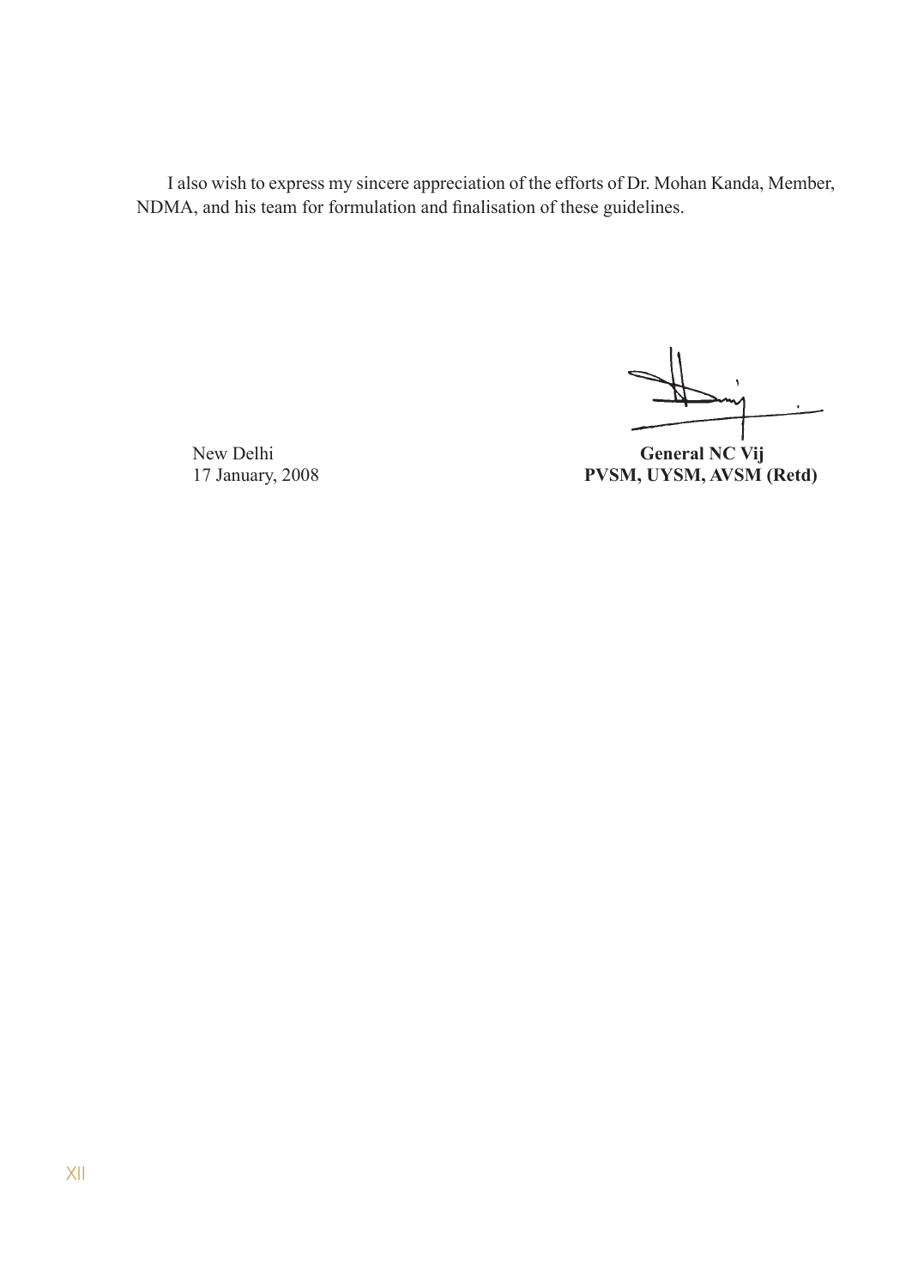I also wish to express my sincere appreciation of the efforts of Dr. Mohan Kanda, Member, NDMA, and his team for formulation and finalisation of these guidelines.

New Delhi
17 January, 2008

**General NC Vij**
**PVSM, UYSM, AVSM (Retd)**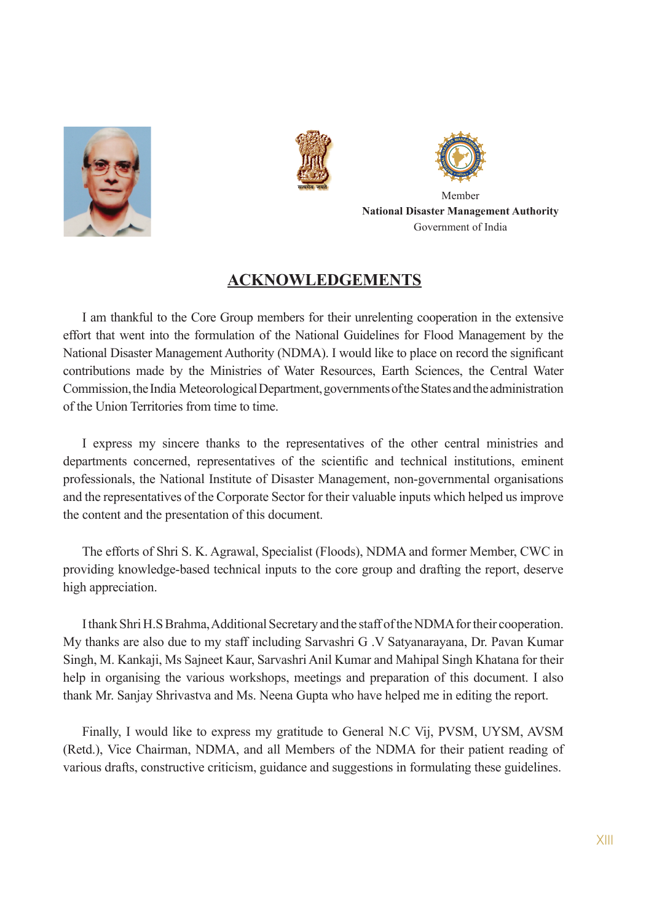Member
**National Disaster Management Authority**
Government of India

## ACKNOWLEDGEMENTS

I am thankful to the Core Group members for their unrelenting cooperation in the extensive effort that went into the formulation of the National Guidelines for Flood Management by the National Disaster Management Authority (NDMA). I would like to place on record the significant contributions made by the Ministries of Water Resources, Earth Sciences, the Central Water Commission, the India Meteorological Department, governments of the States and the administration of the Union Territories from time to time.

I express my sincere thanks to the representatives of the other central ministries and departments concerned, representatives of the scientific and technical institutions, eminent professionals, the National Institute of Disaster Management, non-governmental organisations and the representatives of the Corporate Sector for their valuable inputs which helped us improve the content and the presentation of this document.

The efforts of Shri S. K. Agrawal, Specialist (Floods), NDMA and former Member, CWC in providing knowledge-based technical inputs to the core group and drafting the report, deserve high appreciation.

I thank Shri H.S Brahma, Additional Secretary and the staff of the NDMA for their cooperation. My thanks are also due to my staff including Sarvashri G .V Satyanarayana, Dr. Pavan Kumar Singh, M. Kankaji, Ms Sajneet Kaur, Sarvashri Anil Kumar and Mahipal Singh Khatana for their help in organising the various workshops, meetings and preparation of this document. I also thank Mr. Sanjay Shrivastva and Ms. Neena Gupta who have helped me in editing the report.

Finally, I would like to express my gratitude to General N.C Vij, PVSM, UYSM, AVSM (Retd.), Vice Chairman, NDMA, and all Members of the NDMA for their patient reading of various drafts, constructive criticism, guidance and suggestions in formulating these guidelines.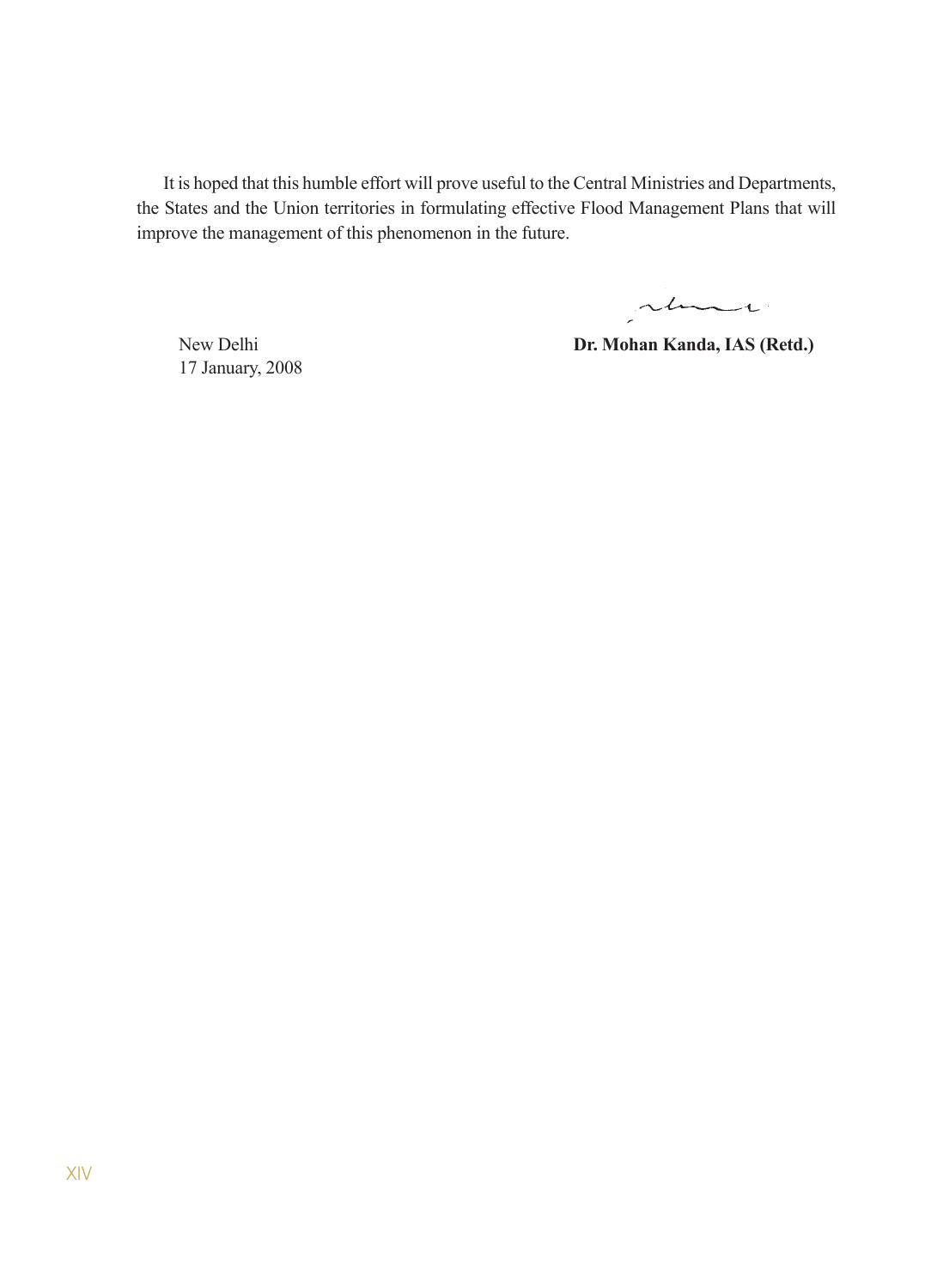It is hoped that this humble effort will prove useful to the Central Ministries and Departments, the States and the Union territories in formulating effective Flood Management Plans that will improve the management of this phenomenon in the future.

New Delhi
17 January, 2008

**Dr. Mohan Kanda, IAS (Retd.)**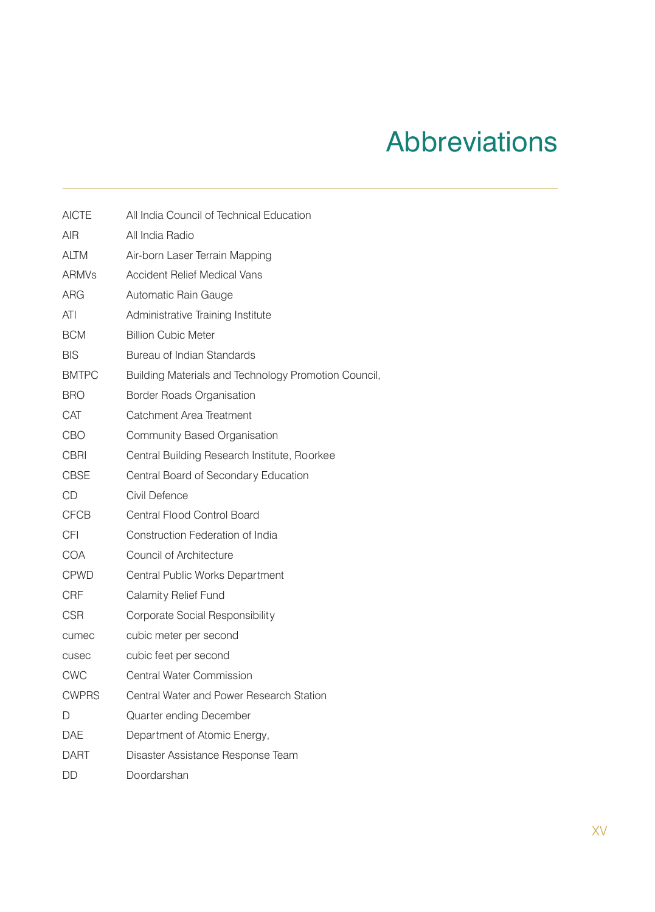# Abbreviations

| | |
|---|---|
| AICTE | All India Council of Technical Education |
| AIR | All India Radio |
| ALTM | Air-born Laser Terrain Mapping |
| ARMVs | Accident Relief Medical Vans |
| ARG | Automatic Rain Gauge |
| ATI | Administrative Training Institute |
| BCM | Billion Cubic Meter |
| BIS | Bureau of Indian Standards |
| BMTPC | Building Materials and Technology Promotion Council, |
| BRO | Border Roads Organisation |
| CAT | Catchment Area Treatment |
| CBO | Community Based Organisation |
| CBRI | Central Building Research Institute, Roorkee |
| CBSE | Central Board of Secondary Education |
| CD | Civil Defence |
| CFCB | Central Flood Control Board |
| CFI | Construction Federation of India |
| COA | Council of Architecture |
| CPWD | Central Public Works Department |
| CRF | Calamity Relief Fund |
| CSR | Corporate Social Responsibility |
| cumec | cubic meter per second |
| cusec | cubic feet per second |
| CWC | Central Water Commission |
| CWPRS | Central Water and Power Research Station |
| D | Quarter ending December |
| DAE | Department of Atomic Energy, |
| DART | Disaster Assistance Response Team |
| DD | Doordarshan |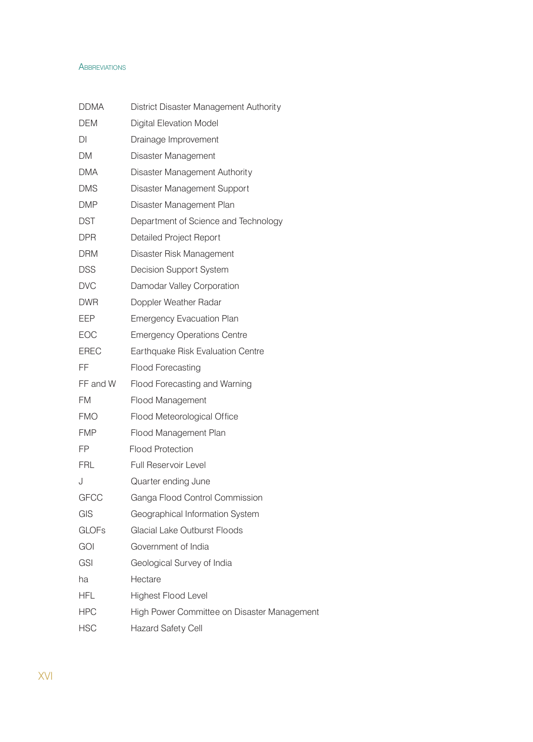Abbreviations

| | |
|---|---|
| DDMA | District Disaster Management Authority |
| DEM | Digital Elevation Model |
| DI | Drainage Improvement |
| DM | Disaster Management |
| DMA | Disaster Management Authority |
| DMS | Disaster Management Support |
| DMP | Disaster Management Plan |
| DST | Department of Science and Technology |
| DPR | Detailed Project Report |
| DRM | Disaster Risk Management |
| DSS | Decision Support System |
| DVC | Damodar Valley Corporation |
| DWR | Doppler Weather Radar |
| EEP | Emergency Evacuation Plan |
| EOC | Emergency Operations Centre |
| EREC | Earthquake Risk Evaluation Centre |
| FF | Flood Forecasting |
| FF and W | Flood Forecasting and Warning |
| FM | Flood Management |
| FMO | Flood Meteorological Office |
| FMP | Flood Management Plan |
| FP | Flood Protection |
| FRL | Full Reservoir Level |
| J | Quarter ending June |
| GFCC | Ganga Flood Control Commission |
| GIS | Geographical Information System |
| GLOFs | Glacial Lake Outburst Floods |
| GOI | Government of India |
| GSI | Geological Survey of India |
| ha | Hectare |
| HFL | Highest Flood Level |
| HPC | High Power Committee on Disaster Management |
| HSC | Hazard Safety Cell |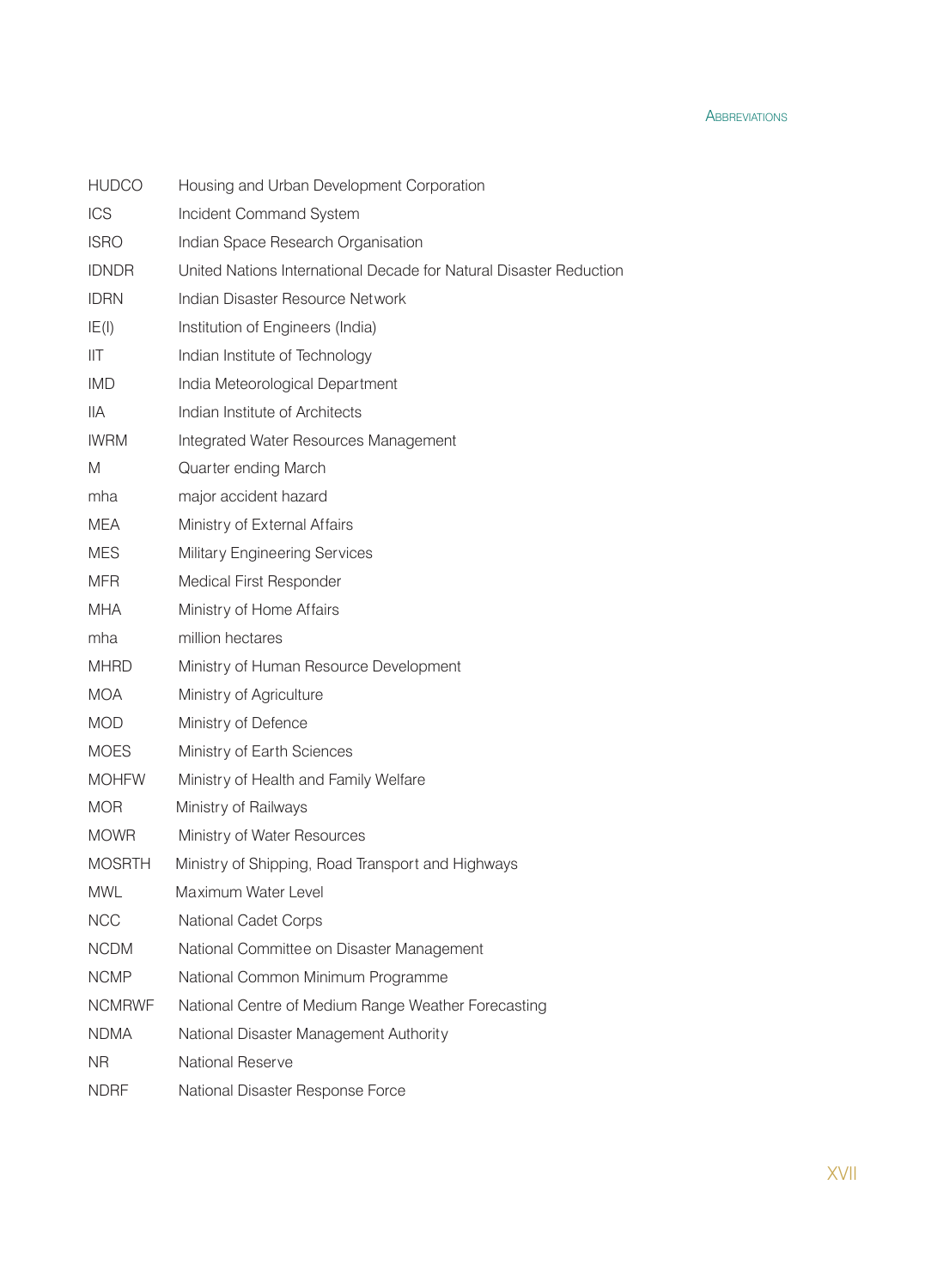| | |
|---|---|
| HUDCO | Housing and Urban Development Corporation |
| ICS | Incident Command System |
| ISRO | Indian Space Research Organisation |
| IDNDR | United Nations International Decade for Natural Disaster Reduction |
| IDRN | Indian Disaster Resource Network |
| IE(I) | Institution of Engineers (India) |
| IIT | Indian Institute of Technology |
| IMD | India Meteorological Department |
| IIA | Indian Institute of Architects |
| IWRM | Integrated Water Resources Management |
| M | Quarter ending March |
| mha | major accident hazard |
| MEA | Ministry of External Affairs |
| MES | Military Engineering Services |
| MFR | Medical First Responder |
| MHA | Ministry of Home Affairs |
| mha | million hectares |
| MHRD | Ministry of Human Resource Development |
| MOA | Ministry of Agriculture |
| MOD | Ministry of Defence |
| MOES | Ministry of Earth Sciences |
| MOHFW | Ministry of Health and Family Welfare |
| MOR | Ministry of Railways |
| MOWR | Ministry of Water Resources |
| MOSRTH | Ministry of Shipping, Road Transport and Highways |
| MWL | Maximum Water Level |
| NCC | National Cadet Corps |
| NCDM | National Committee on Disaster Management |
| NCMP | National Common Minimum Programme |
| NCMRWF | National Centre of Medium Range Weather Forecasting |
| NDMA | National Disaster Management Authority |
| NR | National Reserve |
| NDRF | National Disaster Response Force |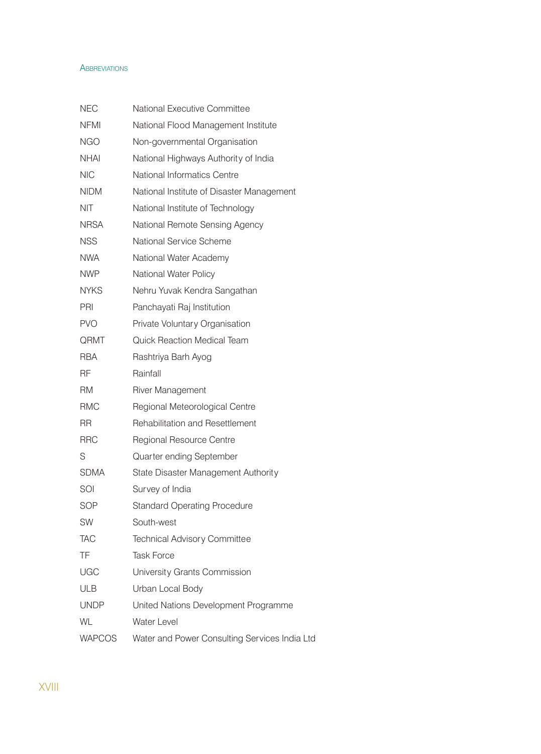| | |
|---|---|
| NEC | National Executive Committee |
| NFMI | National Flood Management Institute |
| NGO | Non-governmental Organisation |
| NHAI | National Highways Authority of India |
| NIC | National Informatics Centre |
| NIDM | National Institute of Disaster Management |
| NIT | National Institute of Technology |
| NRSA | National Remote Sensing Agency |
| NSS | National Service Scheme |
| NWA | National Water Academy |
| NWP | National Water Policy |
| NYKS | Nehru Yuvak Kendra Sangathan |
| PRI | Panchayati Raj Institution |
| PVO | Private Voluntary Organisation |
| QRMT | Quick Reaction Medical Team |
| RBA | Rashtriya Barh Ayog |
| RF | Rainfall |
| RM | River Management |
| RMC | Regional Meteorological Centre |
| RR | Rehabilitation and Resettlement |
| RRC | Regional Resource Centre |
| S | Quarter ending September |
| SDMA | State Disaster Management Authority |
| SOI | Survey of India |
| SOP | Standard Operating Procedure |
| SW | South-west |
| TAC | Technical Advisory Committee |
| TF | Task Force |
| UGC | University Grants Commission |
| ULB | Urban Local Body |
| UNDP | United Nations Development Programme |
| WL | Water Level |
| WAPCOS | Water and Power Consulting Services India Ltd |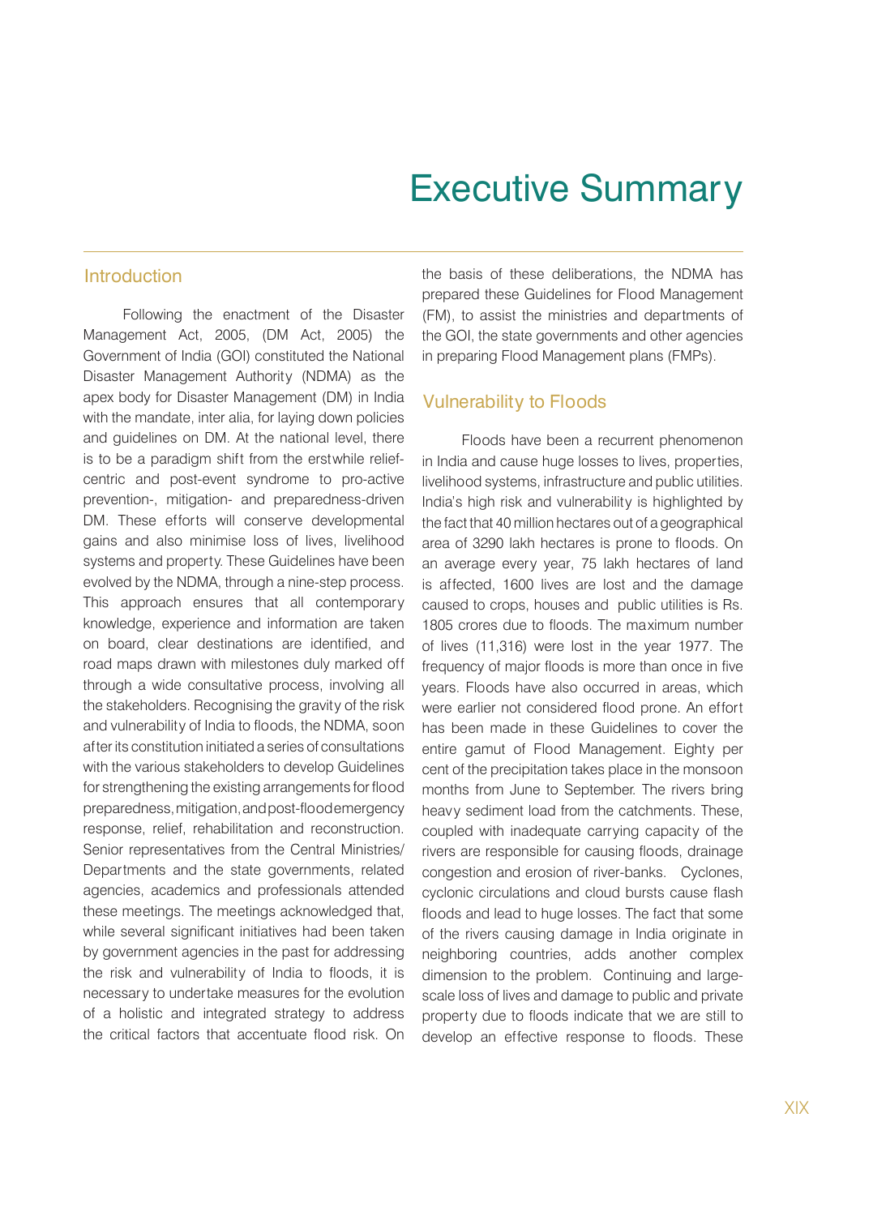# Executive Summary

## Introduction

Following the enactment of the Disaster Management Act, 2005, (DM Act, 2005) the Government of India (GOI) constituted the National Disaster Management Authority (NDMA) as the apex body for Disaster Management (DM) in India with the mandate, inter alia, for laying down policies and guidelines on DM. At the national level, there is to be a paradigm shift from the erstwhile relief-centric and post-event syndrome to pro-active prevention-, mitigation- and preparedness-driven DM. These efforts will conserve developmental gains and also minimise loss of lives, livelihood systems and property. These Guidelines have been evolved by the NDMA, through a nine-step process. This approach ensures that all contemporary knowledge, experience and information are taken on board, clear destinations are identified, and road maps drawn with milestones duly marked off through a wide consultative process, involving all the stakeholders. Recognising the gravity of the risk and vulnerability of India to floods, the NDMA, soon after its constitution initiated a series of consultations with the various stakeholders to develop Guidelines for strengthening the existing arrangements for flood preparedness, mitigation, and post-flood emergency response, relief, rehabilitation and reconstruction. Senior representatives from the Central Ministries/ Departments and the state governments, related agencies, academics and professionals attended these meetings. The meetings acknowledged that, while several significant initiatives had been taken by government agencies in the past for addressing the risk and vulnerability of India to floods, it is necessary to undertake measures for the evolution of a holistic and integrated strategy to address the critical factors that accentuate flood risk. On the basis of these deliberations, the NDMA has prepared these Guidelines for Flood Management (FM), to assist the ministries and departments of the GOI, the state governments and other agencies in preparing Flood Management plans (FMPs).

## Vulnerability to Floods

Floods have been a recurrent phenomenon in India and cause huge losses to lives, properties, livelihood systems, infrastructure and public utilities. India's high risk and vulnerability is highlighted by the fact that 40 million hectares out of a geographical area of 3290 lakh hectares is prone to floods. On an average every year, 75 lakh hectares of land is affected, 1600 lives are lost and the damage caused to crops, houses and public utilities is Rs. 1805 crores due to floods. The maximum number of lives (11,316) were lost in the year 1977. The frequency of major floods is more than once in five years. Floods have also occurred in areas, which were earlier not considered flood prone. An effort has been made in these Guidelines to cover the entire gamut of Flood Management. Eighty per cent of the precipitation takes place in the monsoon months from June to September. The rivers bring heavy sediment load from the catchments. These, coupled with inadequate carrying capacity of the rivers are responsible for causing floods, drainage congestion and erosion of river-banks. Cyclones, cyclonic circulations and cloud bursts cause flash floods and lead to huge losses. The fact that some of the rivers causing damage in India originate in neighboring countries, adds another complex dimension to the problem. Continuing and large-scale loss of lives and damage to public and private property due to floods indicate that we are still to develop an effective response to floods. These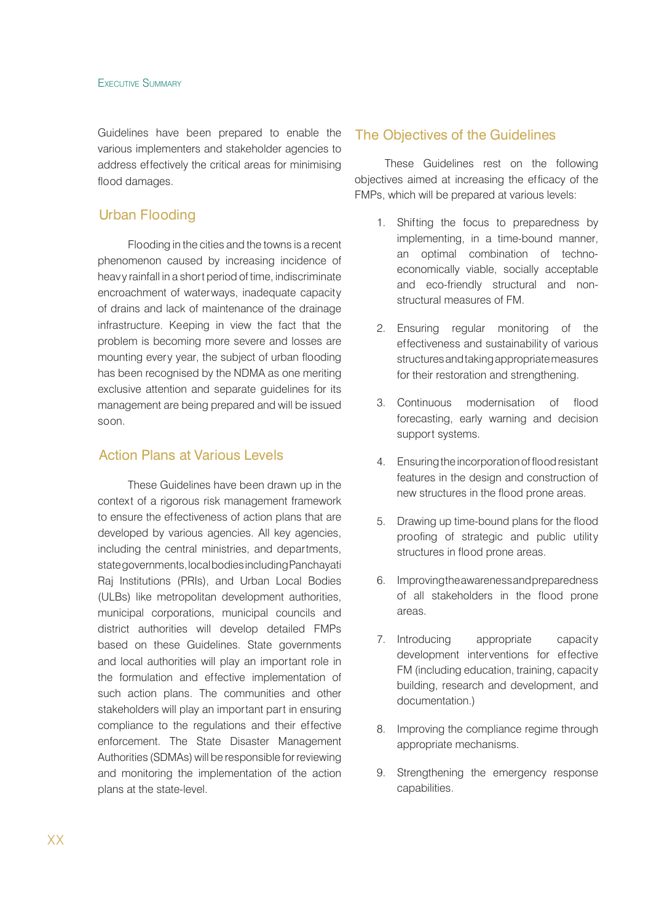Guidelines have been prepared to enable the various implementers and stakeholder agencies to address effectively the critical areas for minimising flood damages.

## Urban Flooding

Flooding in the cities and the towns is a recent phenomenon caused by increasing incidence of heavy rainfall in a short period of time, indiscriminate encroachment of waterways, inadequate capacity of drains and lack of maintenance of the drainage infrastructure. Keeping in view the fact that the problem is becoming more severe and losses are mounting every year, the subject of urban flooding has been recognised by the NDMA as one meriting exclusive attention and separate guidelines for its management are being prepared and will be issued soon.

## Action Plans at Various Levels

These Guidelines have been drawn up in the context of a rigorous risk management framework to ensure the effectiveness of action plans that are developed by various agencies. All key agencies, including the central ministries, and departments, state governments, local bodies including Panchayati Raj Institutions (PRIs), and Urban Local Bodies (ULBs) like metropolitan development authorities, municipal corporations, municipal councils and district authorities will develop detailed FMPs based on these Guidelines. State governments and local authorities will play an important role in the formulation and effective implementation of such action plans. The communities and other stakeholders will play an important part in ensuring compliance to the regulations and their effective enforcement. The State Disaster Management Authorities (SDMAs) will be responsible for reviewing and monitoring the implementation of the action plans at the state-level.

## The Objectives of the Guidelines

These Guidelines rest on the following objectives aimed at increasing the efficacy of the FMPs, which will be prepared at various levels:

1. Shifting the focus to preparedness by implementing, in a time-bound manner, an optimal combination of techno-economically viable, socially acceptable and eco-friendly structural and non-structural measures of FM.

2. Ensuring regular monitoring of the effectiveness and sustainability of various structures and taking appropriate measures for their restoration and strengthening.

3. Continuous modernisation of flood forecasting, early warning and decision support systems.

4. Ensuring the incorporation of flood resistant features in the design and construction of new structures in the flood prone areas.

5. Drawing up time-bound plans for the flood proofing of strategic and public utility structures in flood prone areas.

6. Improving the awareness and preparedness of all stakeholders in the flood prone areas.

7. Introducing appropriate capacity development interventions for effective FM (including education, training, capacity building, research and development, and documentation.)

8. Improving the compliance regime through appropriate mechanisms.

9. Strengthening the emergency response capabilities.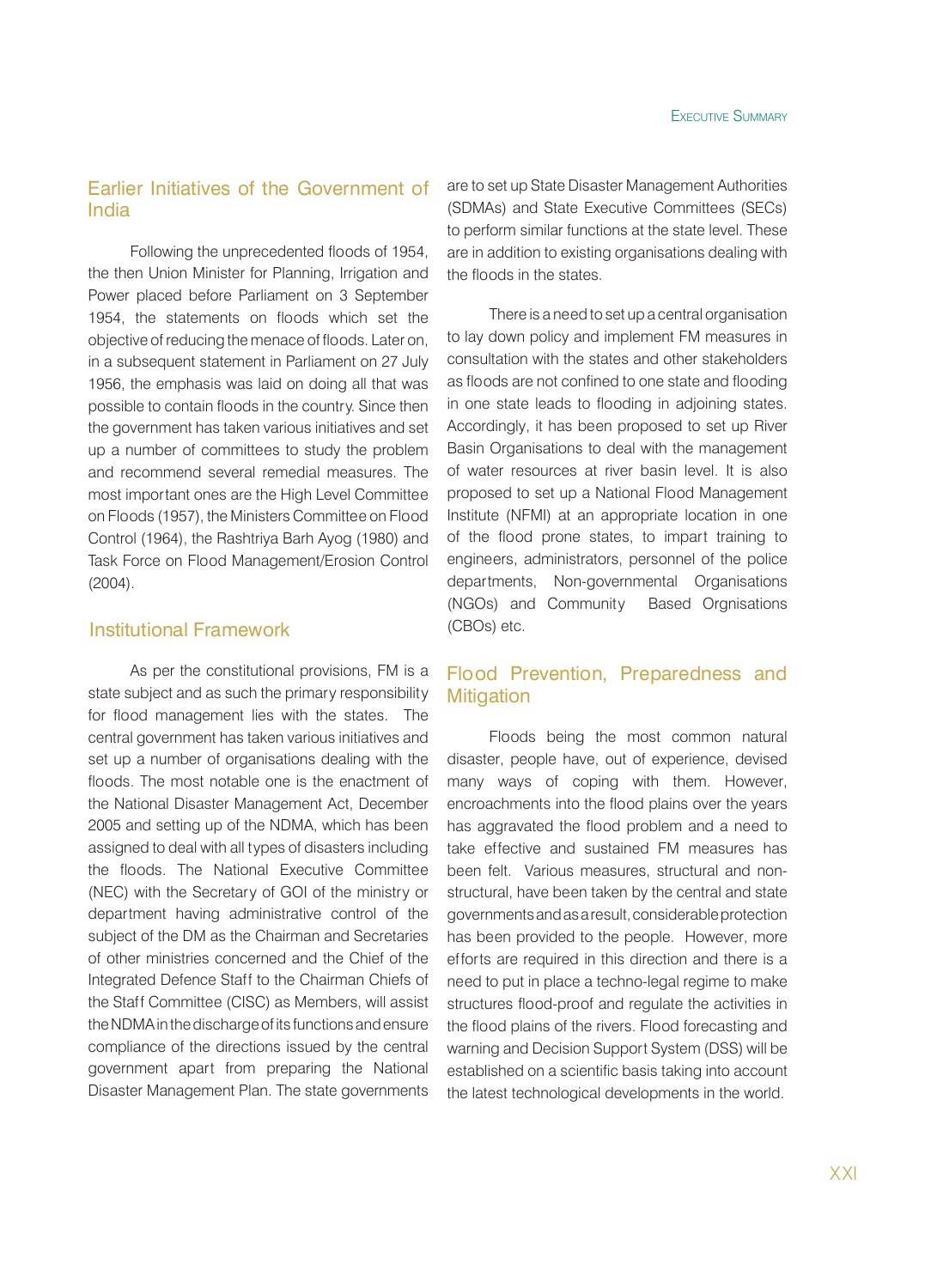## Earlier Initiatives of the Government of India

Following the unprecedented floods of 1954, the then Union Minister for Planning, Irrigation and Power placed before Parliament on 3 September 1954, the statements on floods which set the objective of reducing the menace of floods. Later on, in a subsequent statement in Parliament on 27 July 1956, the emphasis was laid on doing all that was possible to contain floods in the country. Since then the government has taken various initiatives and set up a number of committees to study the problem and recommend several remedial measures. The most important ones are the High Level Committee on Floods (1957), the Ministers Committee on Flood Control (1964), the Rashtriya Barh Ayog (1980) and Task Force on Flood Management/Erosion Control (2004).

## Institutional Framework

As per the constitutional provisions, FM is a state subject and as such the primary responsibility for flood management lies with the states. The central government has taken various initiatives and set up a number of organisations dealing with the floods. The most notable one is the enactment of the National Disaster Management Act, December 2005 and setting up of the NDMA, which has been assigned to deal with all types of disasters including the floods. The National Executive Committee (NEC) with the Secretary of GOI of the ministry or department having administrative control of the subject of the DM as the Chairman and Secretaries of other ministries concerned and the Chief of the Integrated Defence Staff to the Chairman Chiefs of the Staff Committee (CISC) as Members, will assist the NDMA in the discharge of its functions and ensure compliance of the directions issued by the central government apart from preparing the National Disaster Management Plan. The state governments are to set up State Disaster Management Authorities (SDMAs) and State Executive Committees (SECs) to perform similar functions at the state level. These are in addition to existing organisations dealing with the floods in the states.

There is a need to set up a central organisation to lay down policy and implement FM measures in consultation with the states and other stakeholders as floods are not confined to one state and flooding in one state leads to flooding in adjoining states. Accordingly, it has been proposed to set up River Basin Organisations to deal with the management of water resources at river basin level. It is also proposed to set up a National Flood Management Institute (NFMI) at an appropriate location in one of the flood prone states, to impart training to engineers, administrators, personnel of the police departments, Non-governmental Organisations (NGOs) and Community Based Orgnisations (CBOs) etc.

## Flood Prevention, Preparedness and Mitigation

Floods being the most common natural disaster, people have, out of experience, devised many ways of coping with them. However, encroachments into the flood plains over the years has aggravated the flood problem and a need to take effective and sustained FM measures has been felt. Various measures, structural and non-structural, have been taken by the central and state governments and as a result, considerable protection has been provided to the people. However, more efforts are required in this direction and there is a need to put in place a techno-legal regime to make structures flood-proof and regulate the activities in the flood plains of the rivers. Flood forecasting and warning and Decision Support System (DSS) will be established on a scientific basis taking into account the latest technological developments in the world.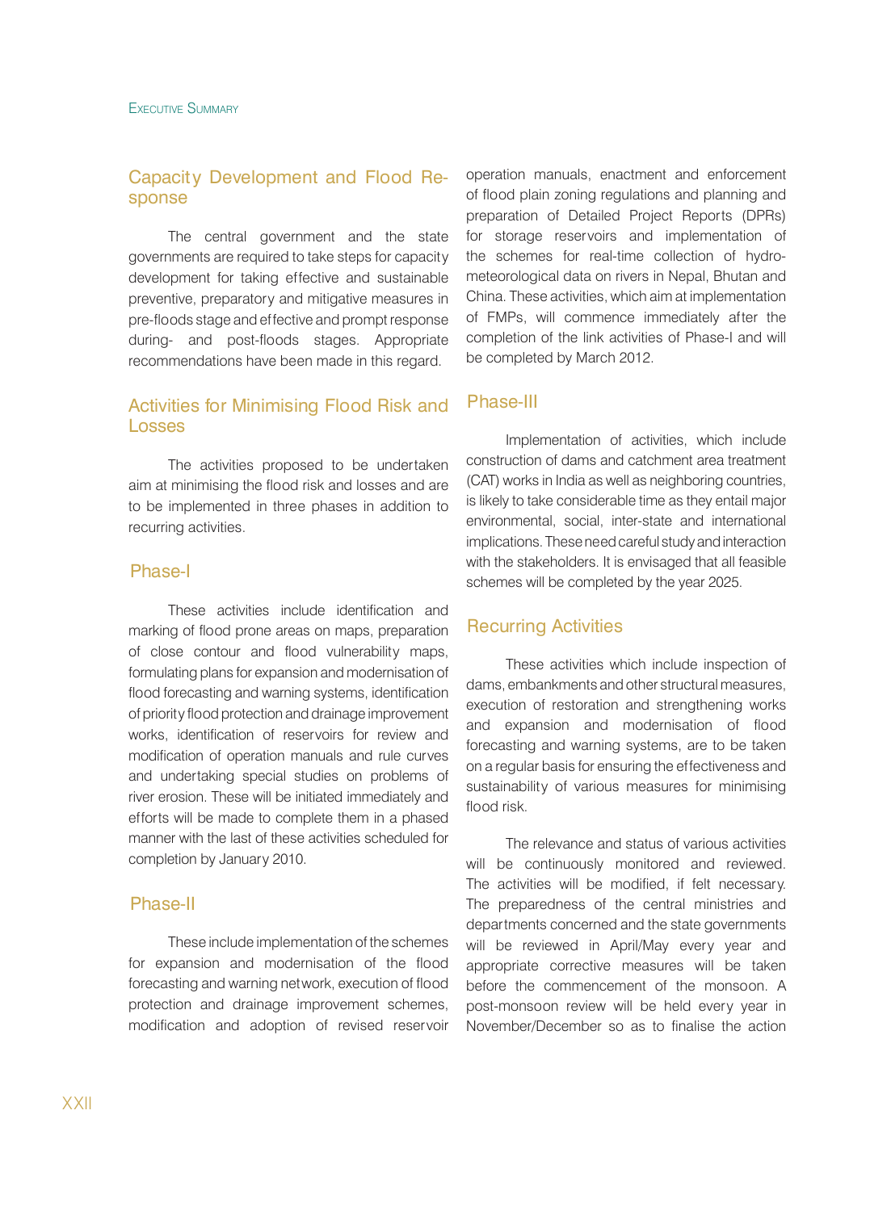## Capacity Development and Flood Response

The central government and the state governments are required to take steps for capacity development for taking effective and sustainable preventive, preparatory and mitigative measures in pre-floods stage and effective and prompt response during- and post-floods stages. Appropriate recommendations have been made in this regard.

## Activities for Minimising Flood Risk and Losses

The activities proposed to be undertaken aim at minimising the flood risk and losses and are to be implemented in three phases in addition to recurring activities.

### Phase-I

These activities include identification and marking of flood prone areas on maps, preparation of close contour and flood vulnerability maps, formulating plans for expansion and modernisation of flood forecasting and warning systems, identification of priority flood protection and drainage improvement works, identification of reservoirs for review and modification of operation manuals and rule curves and undertaking special studies on problems of river erosion. These will be initiated immediately and efforts will be made to complete them in a phased manner with the last of these activities scheduled for completion by January 2010.

### Phase-II

These include implementation of the schemes for expansion and modernisation of the flood forecasting and warning network, execution of flood protection and drainage improvement schemes, modification and adoption of revised reservoir operation manuals, enactment and enforcement of flood plain zoning regulations and planning and preparation of Detailed Project Reports (DPRs) for storage reservoirs and implementation of the schemes for real-time collection of hydro-meteorological data on rivers in Nepal, Bhutan and China. These activities, which aim at implementation of FMPs, will commence immediately after the completion of the link activities of Phase-I and will be completed by March 2012.

### Phase-III

Implementation of activities, which include construction of dams and catchment area treatment (CAT) works in India as well as neighboring countries, is likely to take considerable time as they entail major environmental, social, inter-state and international implications. These need careful study and interaction with the stakeholders. It is envisaged that all feasible schemes will be completed by the year 2025.

### Recurring Activities

These activities which include inspection of dams, embankments and other structural measures, execution of restoration and strengthening works and expansion and modernisation of flood forecasting and warning systems, are to be taken on a regular basis for ensuring the effectiveness and sustainability of various measures for minimising flood risk.

The relevance and status of various activities will be continuously monitored and reviewed. The activities will be modified, if felt necessary. The preparedness of the central ministries and departments concerned and the state governments will be reviewed in April/May every year and appropriate corrective measures will be taken before the commencement of the monsoon. A post-monsoon review will be held every year in November/December so as to finalise the action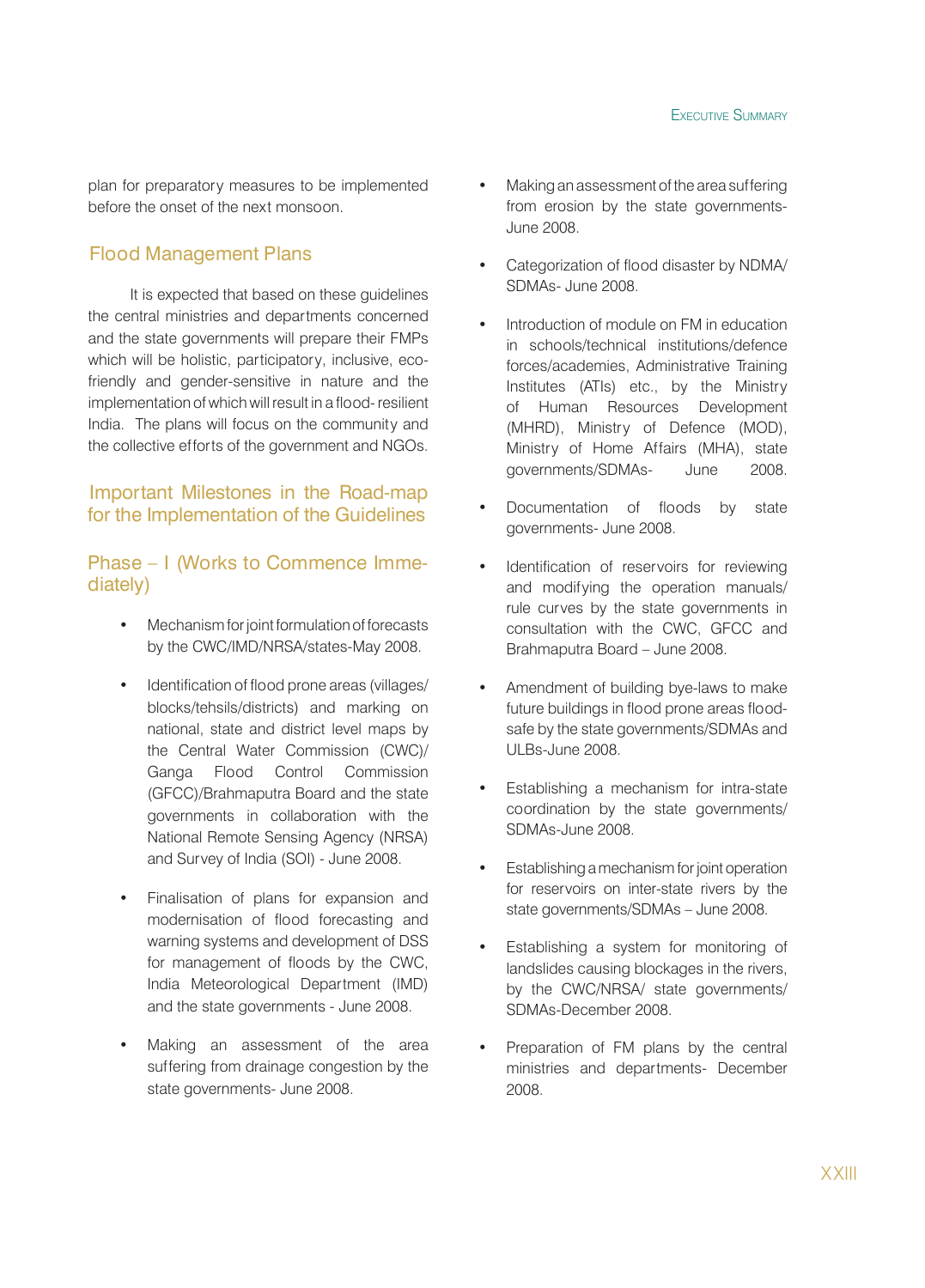plan for preparatory measures to be implemented before the onset of the next monsoon.

## Flood Management Plans

It is expected that based on these guidelines the central ministries and departments concerned and the state governments will prepare their FMPs which will be holistic, participatory, inclusive, eco-friendly and gender-sensitive in nature and the implementation of which will result in a flood- resilient India. The plans will focus on the community and the collective efforts of the government and NGOs.

## Important Milestones in the Road-map for the Implementation of the Guidelines

### Phase – I (Works to Commence Immediately)

- Mechanism for joint formulation of forecasts by the CWC/IMD/NRSA/states-May 2008.
- Identification of flood prone areas (villages/blocks/tehsils/districts) and marking on national, state and district level maps by the Central Water Commission (CWC)/Ganga Flood Control Commission (GFCC)/Brahmaputra Board and the state governments in collaboration with the National Remote Sensing Agency (NRSA) and Survey of India (SOI) - June 2008.
- Finalisation of plans for expansion and modernisation of flood forecasting and warning systems and development of DSS for management of floods by the CWC, India Meteorological Department (IMD) and the state governments - June 2008.
- Making an assessment of the area suffering from drainage congestion by the state governments- June 2008.
- Making an assessment of the area suffering from erosion by the state governments- June 2008.
- Categorization of flood disaster by NDMA/SDMAs- June 2008.
- Introduction of module on FM in education in schools/technical institutions/defence forces/academies, Administrative Training Institutes (ATIs) etc., by the Ministry of Human Resources Development (MHRD), Ministry of Defence (MOD), Ministry of Home Affairs (MHA), state governments/SDMAs- June 2008.
- Documentation of floods by state governments- June 2008.
- Identification of reservoirs for reviewing and modifying the operation manuals/rule curves by the state governments in consultation with the CWC, GFCC and Brahmaputra Board – June 2008.
- Amendment of building bye-laws to make future buildings in flood prone areas flood-safe by the state governments/SDMAs and ULBs-June 2008.
- Establishing a mechanism for intra-state coordination by the state governments/SDMAs-June 2008.
- Establishing a mechanism for joint operation for reservoirs on inter-state rivers by the state governments/SDMAs – June 2008.
- Establishing a system for monitoring of landslides causing blockages in the rivers, by the CWC/NRSA/ state governments/SDMAs-December 2008.
- Preparation of FM plans by the central ministries and departments- December 2008.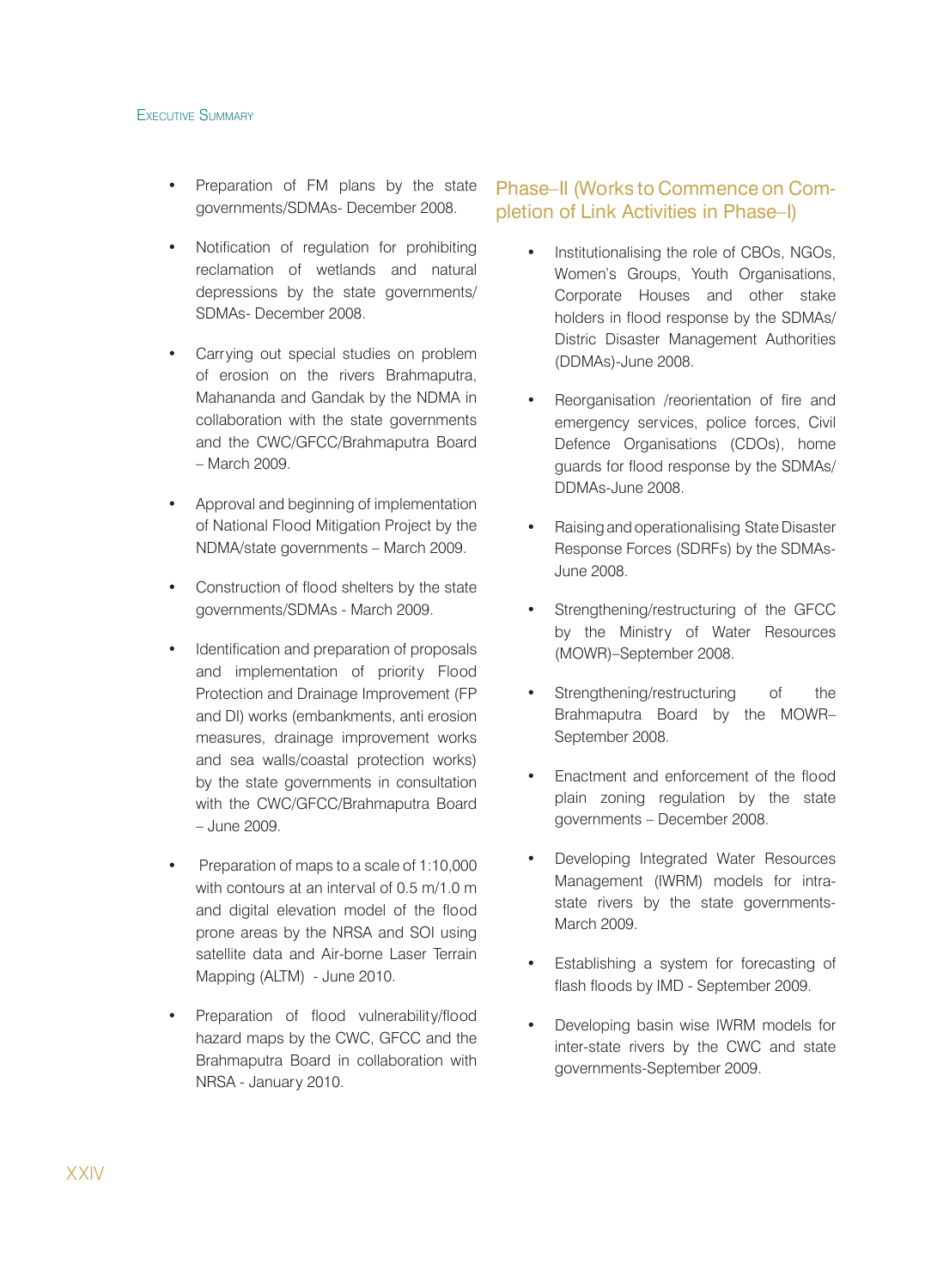- Preparation of FM plans by the state governments/SDMAs- December 2008.

- Notification of regulation for prohibiting reclamation of wetlands and natural depressions by the state governments/ SDMAs- December 2008.

- Carrying out special studies on problem of erosion on the rivers Brahmaputra, Mahananda and Gandak by the NDMA in collaboration with the state governments and the CWC/GFCC/Brahmaputra Board – March 2009.

- Approval and beginning of implementation of National Flood Mitigation Project by the NDMA/state governments – March 2009.

- Construction of flood shelters by the state governments/SDMAs - March 2009.

- Identification and preparation of proposals and implementation of priority Flood Protection and Drainage Improvement (FP and DI) works (embankments, anti erosion measures, drainage improvement works and sea walls/coastal protection works) by the state governments in consultation with the CWC/GFCC/Brahmaputra Board – June 2009.

- Preparation of maps to a scale of 1:10,000 with contours at an interval of 0.5 m/1.0 m and digital elevation model of the flood prone areas by the NRSA and SOI using satellite data and Air-borne Laser Terrain Mapping (ALTM) - June 2010.

- Preparation of flood vulnerability/flood hazard maps by the CWC, GFCC and the Brahmaputra Board in collaboration with NRSA - January 2010.

## Phase–II (Works to Commence on Completion of Link Activities in Phase–I)

- Institutionalising the role of CBOs, NGOs, Women's Groups, Youth Organisations, Corporate Houses and other stake holders in flood response by the SDMAs/ Distric Disaster Management Authorities (DDMAs)-June 2008.

- Reorganisation /reorientation of fire and emergency services, police forces, Civil Defence Organisations (CDOs), home guards for flood response by the SDMAs/ DDMAs-June 2008.

- Raising and operationalising State Disaster Response Forces (SDRFs) by the SDMAs-June 2008.

- Strengthening/restructuring of the GFCC by the Ministry of Water Resources (MOWR)–September 2008.

- Strengthening/restructuring of the Brahmaputra Board by the MOWR–September 2008.

- Enactment and enforcement of the flood plain zoning regulation by the state governments – December 2008.

- Developing Integrated Water Resources Management (IWRM) models for intra-state rivers by the state governments-March 2009.

- Establishing a system for forecasting of flash floods by IMD - September 2009.

- Developing basin wise IWRM models for inter-state rivers by the CWC and state governments-September 2009.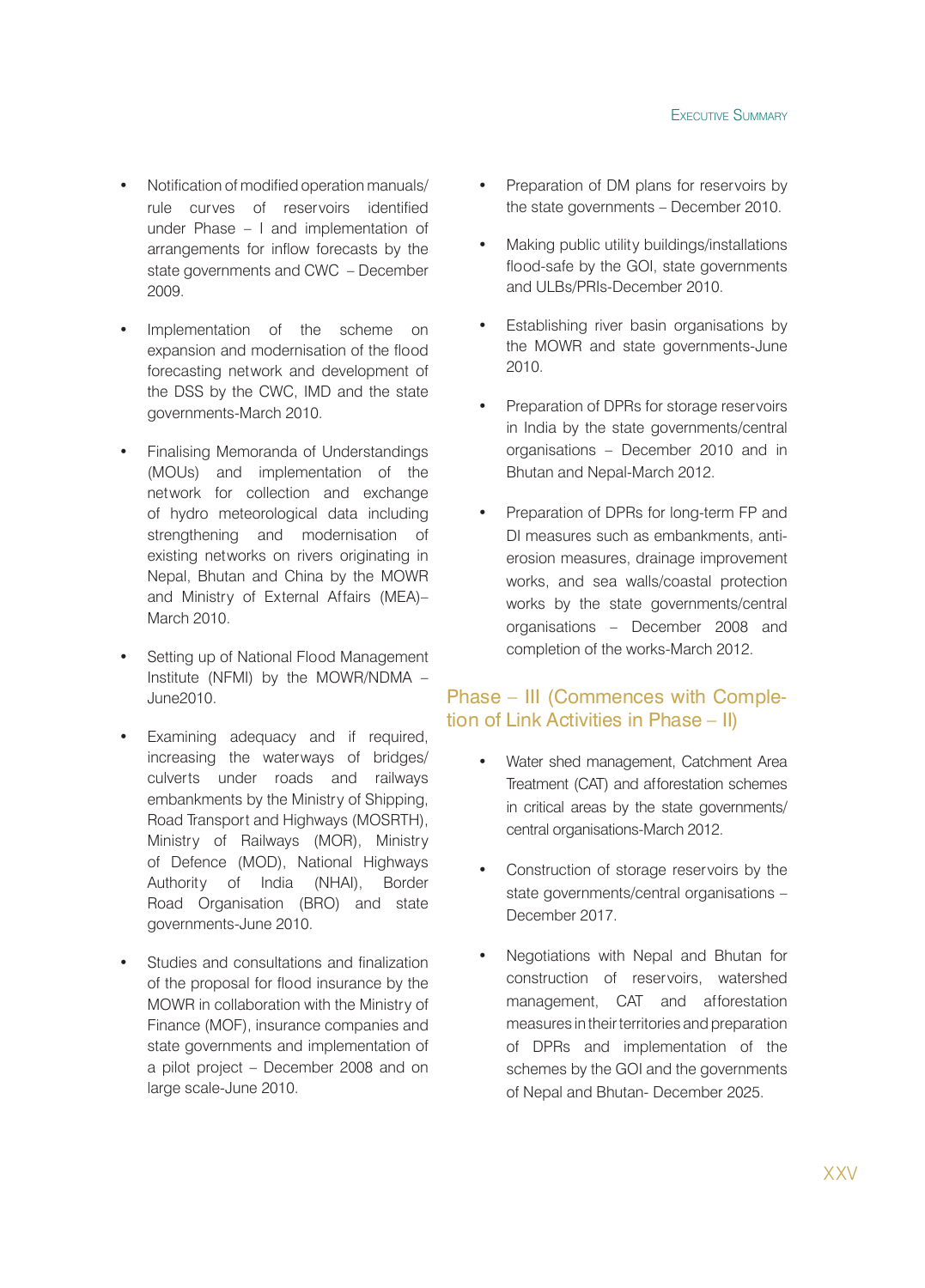- Notification of modified operation manuals/ rule curves of reservoirs identified under Phase – I and implementation of arrangements for inflow forecasts by the state governments and CWC – December 2009.

- Implementation of the scheme on expansion and modernisation of the flood forecasting network and development of the DSS by the CWC, IMD and the state governments-March 2010.

- Finalising Memoranda of Understandings (MOUs) and implementation of the network for collection and exchange of hydro meteorological data including strengthening and modernisation of existing networks on rivers originating in Nepal, Bhutan and China by the MOWR and Ministry of External Affairs (MEA)–March 2010.

- Setting up of National Flood Management Institute (NFMI) by the MOWR/NDMA – June2010.

- Examining adequacy and if required, increasing the waterways of bridges/ culverts under roads and railways embankments by the Ministry of Shipping, Road Transport and Highways (MOSRTH), Ministry of Railways (MOR), Ministry of Defence (MOD), National Highways Authority of India (NHAI), Border Road Organisation (BRO) and state governments-June 2010.

- Studies and consultations and finalization of the proposal for flood insurance by the MOWR in collaboration with the Ministry of Finance (MOF), insurance companies and state governments and implementation of a pilot project – December 2008 and on large scale-June 2010.

- Preparation of DM plans for reservoirs by the state governments – December 2010.

- Making public utility buildings/installations flood-safe by the GOI, state governments and ULBs/PRIs-December 2010.

- Establishing river basin organisations by the MOWR and state governments-June 2010.

- Preparation of DPRs for storage reservoirs in India by the state governments/central organisations – December 2010 and in Bhutan and Nepal-March 2012.

- Preparation of DPRs for long-term FP and DI measures such as embankments, anti-erosion measures, drainage improvement works, and sea walls/coastal protection works by the state governments/central organisations – December 2008 and completion of the works-March 2012.

## Phase – III (Commences with Completion of Link Activities in Phase – II)

- Water shed management, Catchment Area Treatment (CAT) and afforestation schemes in critical areas by the state governments/ central organisations-March 2012.

- Construction of storage reservoirs by the state governments/central organisations – December 2017.

- Negotiations with Nepal and Bhutan for construction of reservoirs, watershed management, CAT and afforestation measures in their territories and preparation of DPRs and implementation of the schemes by the GOI and the governments of Nepal and Bhutan- December 2025.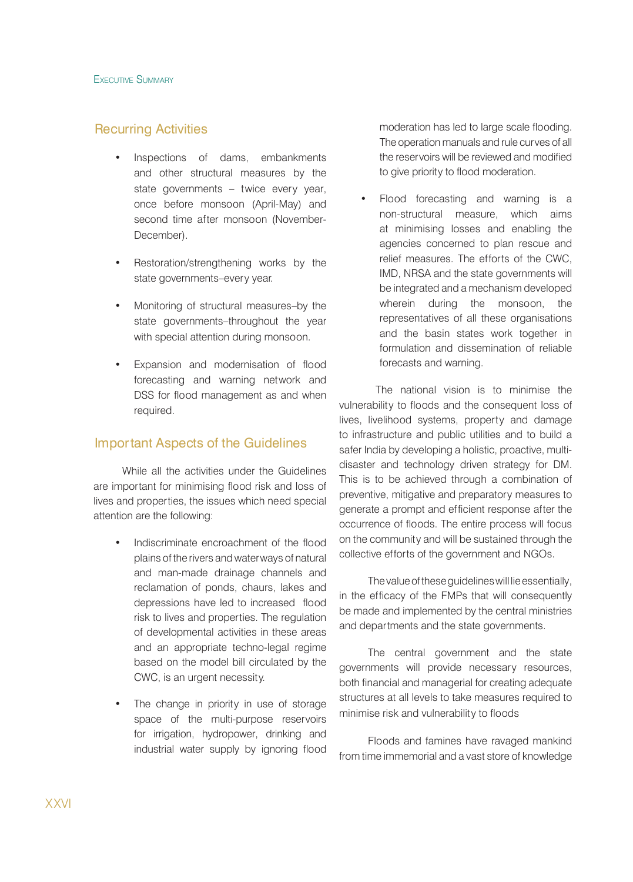## Recurring Activities

- Inspections of dams, embankments and other structural measures by the state governments – twice every year, once before monsoon (April-May) and second time after monsoon (November-December).
- Restoration/strengthening works by the state governments–every year.
- Monitoring of structural measures–by the state governments–throughout the year with special attention during monsoon.
- Expansion and modernisation of flood forecasting and warning network and DSS for flood management as and when required.

## Important Aspects of the Guidelines

While all the activities under the Guidelines are important for minimising flood risk and loss of lives and properties, the issues which need special attention are the following:

- Indiscriminate encroachment of the flood plains of the rivers and waterways of natural and man-made drainage channels and reclamation of ponds, chaurs, lakes and depressions have led to increased flood risk to lives and properties. The regulation of developmental activities in these areas and an appropriate techno-legal regime based on the model bill circulated by the CWC, is an urgent necessity.
- The change in priority in use of storage space of the multi-purpose reservoirs for irrigation, hydropower, drinking and industrial water supply by ignoring flood moderation has led to large scale flooding. The operation manuals and rule curves of all the reservoirs will be reviewed and modified to give priority to flood moderation.
- Flood forecasting and warning is a non-structural measure, which aims at minimising losses and enabling the agencies concerned to plan rescue and relief measures. The efforts of the CWC, IMD, NRSA and the state governments will be integrated and a mechanism developed wherein during the monsoon, the representatives of all these organisations and the basin states work together in formulation and dissemination of reliable forecasts and warning.

The national vision is to minimise the vulnerability to floods and the consequent loss of lives, livelihood systems, property and damage to infrastructure and public utilities and to build a safer India by developing a holistic, proactive, multi-disaster and technology driven strategy for DM. This is to be achieved through a combination of preventive, mitigative and preparatory measures to generate a prompt and efficient response after the occurrence of floods. The entire process will focus on the community and will be sustained through the collective efforts of the government and NGOs.

The value of these guidelines will lie essentially, in the efficacy of the FMPs that will consequently be made and implemented by the central ministries and departments and the state governments.

The central government and the state governments will provide necessary resources, both financial and managerial for creating adequate structures at all levels to take measures required to minimise risk and vulnerability to floods

Floods and famines have ravaged mankind from time immemorial and a vast store of knowledge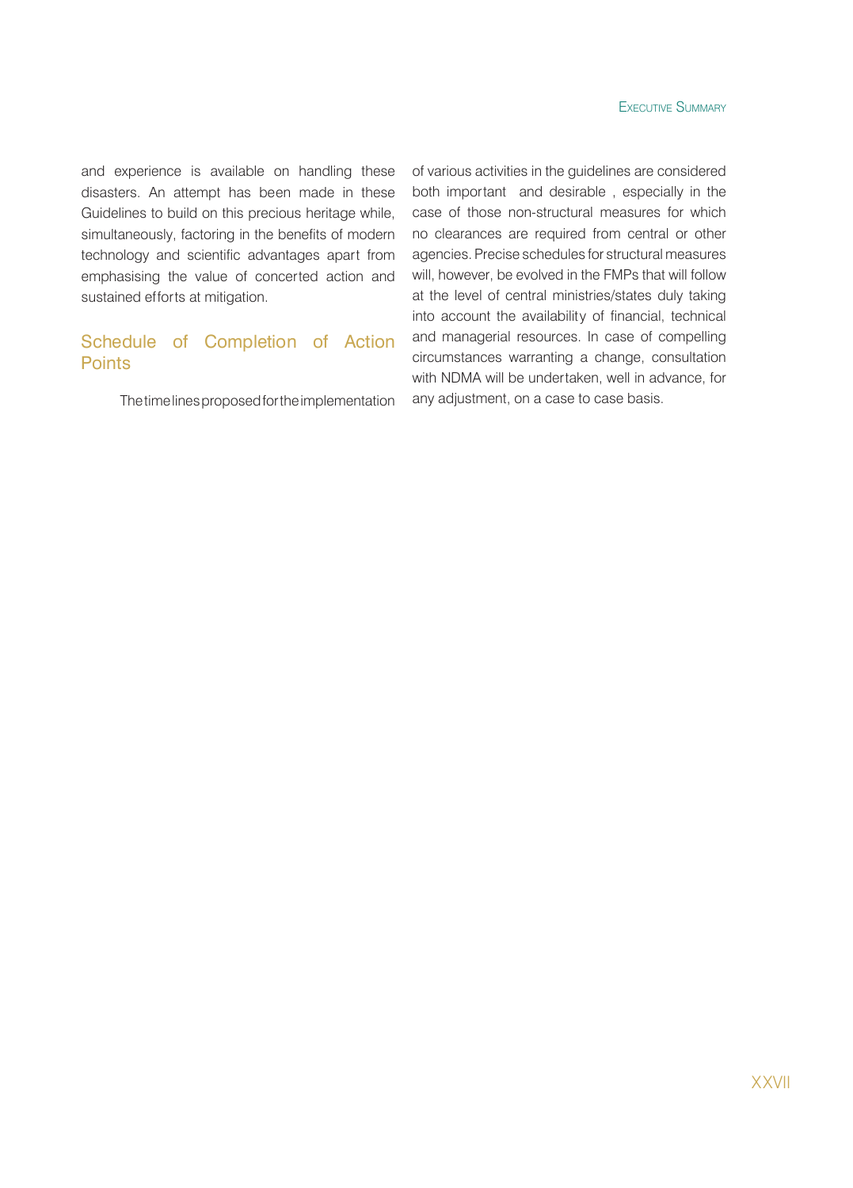and experience is available on handling these disasters. An attempt has been made in these Guidelines to build on this precious heritage while, simultaneously, factoring in the benefits of modern technology and scientific advantages apart from emphasising the value of concerted action and sustained efforts at mitigation.

## Schedule of Completion of Action Points

The timelines proposed for the implementation of various activities in the guidelines are considered both important and desirable, especially in the case of those non-structural measures for which no clearances are required from central or other agencies. Precise schedules for structural measures will, however, be evolved in the FMPs that will follow at the level of central ministries/states duly taking into account the availability of financial, technical and managerial resources. In case of compelling circumstances warranting a change, consultation with NDMA will be undertaken, well in advance, for any adjustment, on a case to case basis.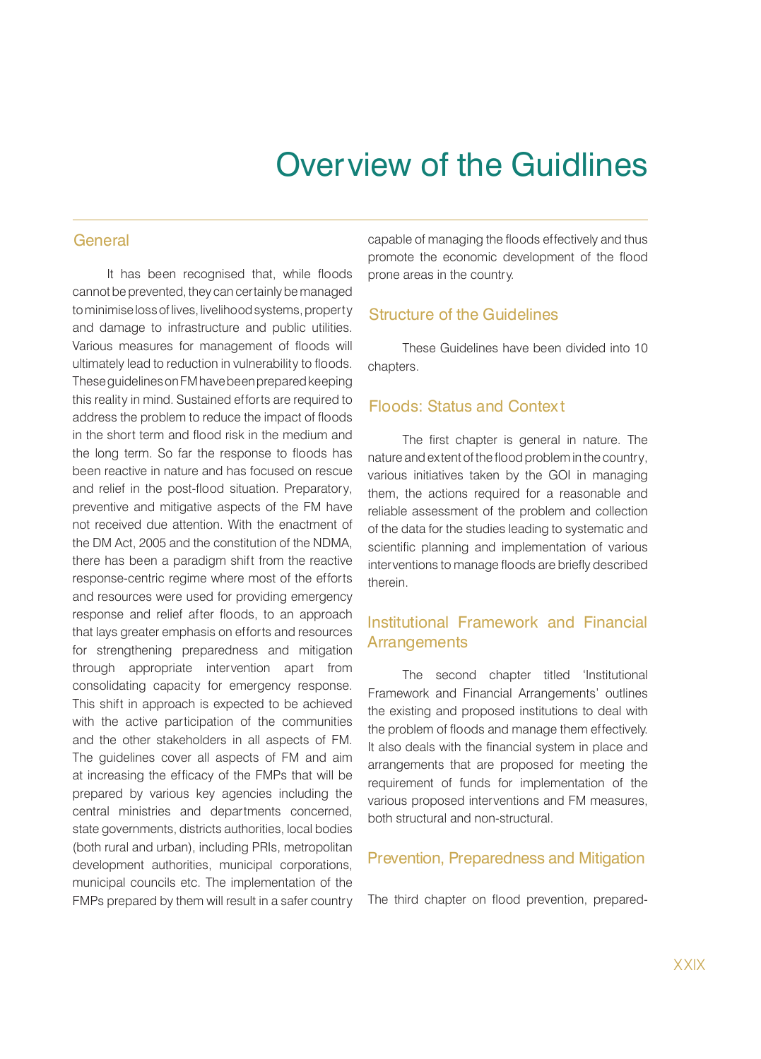# Overview of the Guidlines

## General

It has been recognised that, while floods cannot be prevented, they can certainly be managed to minimise loss of lives, livelihood systems, property and damage to infrastructure and public utilities. Various measures for management of floods will ultimately lead to reduction in vulnerability to floods. These guidelines on FM have been prepared keeping this reality in mind. Sustained efforts are required to address the problem to reduce the impact of floods in the short term and flood risk in the medium and the long term. So far the response to floods has been reactive in nature and has focused on rescue and relief in the post-flood situation. Preparatory, preventive and mitigative aspects of the FM have not received due attention. With the enactment of the DM Act, 2005 and the constitution of the NDMA, there has been a paradigm shift from the reactive response-centric regime where most of the efforts and resources were used for providing emergency response and relief after floods, to an approach that lays greater emphasis on efforts and resources for strengthening preparedness and mitigation through appropriate intervention apart from consolidating capacity for emergency response. This shift in approach is expected to be achieved with the active participation of the communities and the other stakeholders in all aspects of FM. The guidelines cover all aspects of FM and aim at increasing the efficacy of the FMPs that will be prepared by various key agencies including the central ministries and departments concerned, state governments, districts authorities, local bodies (both rural and urban), including PRIs, metropolitan development authorities, municipal corporations, municipal councils etc. The implementation of the FMPs prepared by them will result in a safer country capable of managing the floods effectively and thus promote the economic development of the flood prone areas in the country.

## Structure of the Guidelines

These Guidelines have been divided into 10 chapters.

## Floods: Status and Context

The first chapter is general in nature. The nature and extent of the flood problem in the country, various initiatives taken by the GOI in managing them, the actions required for a reasonable and reliable assessment of the problem and collection of the data for the studies leading to systematic and scientific planning and implementation of various interventions to manage floods are briefly described therein.

## Institutional Framework and Financial Arrangements

The second chapter titled 'Institutional Framework and Financial Arrangements' outlines the existing and proposed institutions to deal with the problem of floods and manage them effectively. It also deals with the financial system in place and arrangements that are proposed for meeting the requirement of funds for implementation of the various proposed interventions and FM measures, both structural and non-structural.

## Prevention, Preparedness and Mitigation

The third chapter on flood prevention, prepared-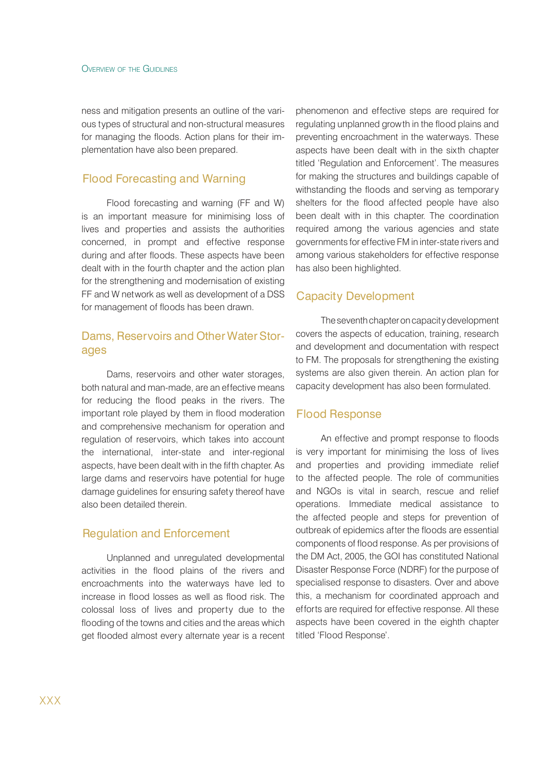ness and mitigation presents an outline of the various types of structural and non-structural measures for managing the floods. Action plans for their implementation have also been prepared.

## Flood Forecasting and Warning

Flood forecasting and warning (FF and W) is an important measure for minimising loss of lives and properties and assists the authorities concerned, in prompt and effective response during and after floods. These aspects have been dealt with in the fourth chapter and the action plan for the strengthening and modernisation of existing FF and W network as well as development of a DSS for management of floods has been drawn.

## Dams, Reservoirs and Other Water Storages

Dams, reservoirs and other water storages, both natural and man-made, are an effective means for reducing the flood peaks in the rivers. The important role played by them in flood moderation and comprehensive mechanism for operation and regulation of reservoirs, which takes into account the international, inter-state and inter-regional aspects, have been dealt with in the fifth chapter. As large dams and reservoirs have potential for huge damage guidelines for ensuring safety thereof have also been detailed therein.

## Regulation and Enforcement

Unplanned and unregulated developmental activities in the flood plains of the rivers and encroachments into the waterways have led to increase in flood losses as well as flood risk. The colossal loss of lives and property due to the flooding of the towns and cities and the areas which get flooded almost every alternate year is a recent phenomenon and effective steps are required for regulating unplanned growth in the flood plains and preventing encroachment in the waterways. These aspects have been dealt with in the sixth chapter titled 'Regulation and Enforcement'. The measures for making the structures and buildings capable of withstanding the floods and serving as temporary shelters for the flood affected people have also been dealt with in this chapter. The coordination required among the various agencies and state governments for effective FM in inter-state rivers and among various stakeholders for effective response has also been highlighted.

## Capacity Development

The seventh chapter on capacity development covers the aspects of education, training, research and development and documentation with respect to FM. The proposals for strengthening the existing systems are also given therein. An action plan for capacity development has also been formulated.

## Flood Response

An effective and prompt response to floods is very important for minimising the loss of lives and properties and providing immediate relief to the affected people. The role of communities and NGOs is vital in search, rescue and relief operations. Immediate medical assistance to the affected people and steps for prevention of outbreak of epidemics after the floods are essential components of flood response. As per provisions of the DM Act, 2005, the GOI has constituted National Disaster Response Force (NDRF) for the purpose of specialised response to disasters. Over and above this, a mechanism for coordinated approach and efforts are required for effective response. All these aspects have been covered in the eighth chapter titled 'Flood Response'.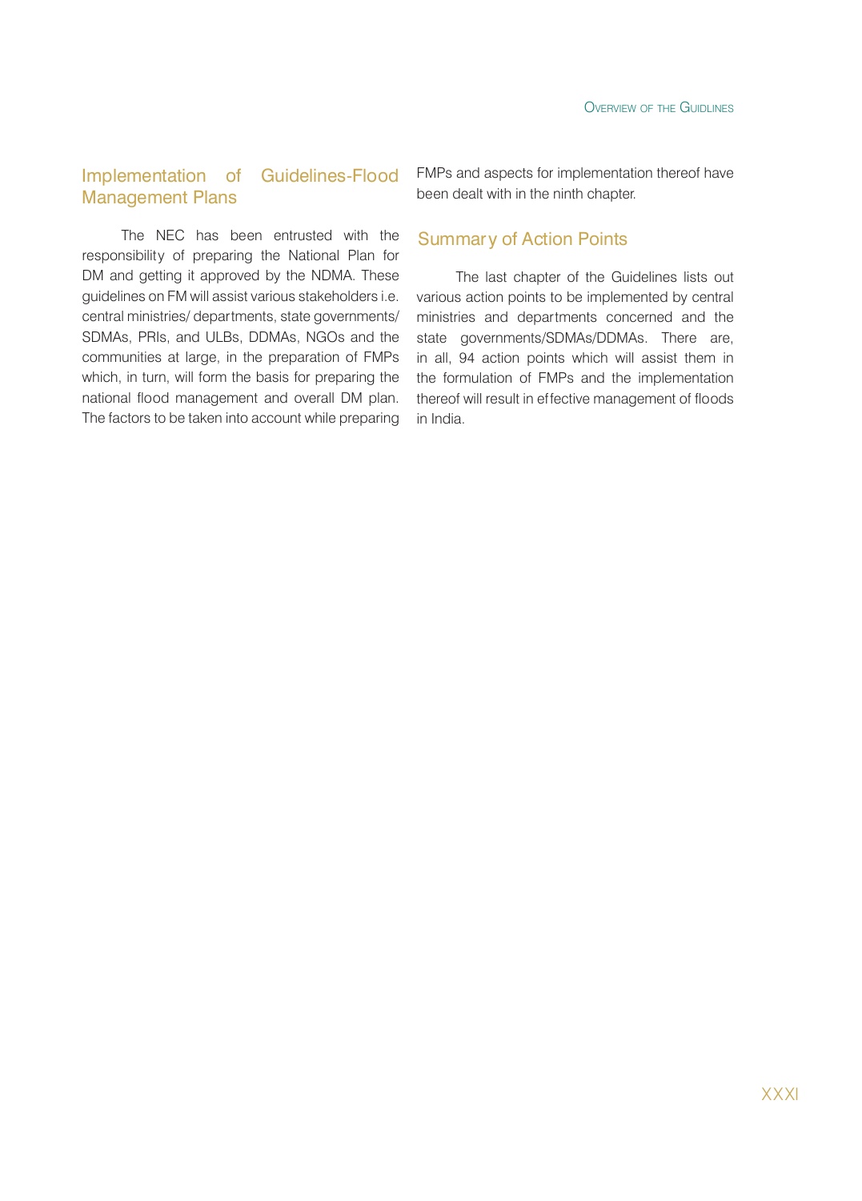## Implementation of Guidelines-Flood Management Plans

The NEC has been entrusted with the responsibility of preparing the National Plan for DM and getting it approved by the NDMA. These guidelines on FM will assist various stakeholders i.e. central ministries/ departments, state governments/ SDMAs, PRIs, and ULBs, DDMAs, NGOs and the communities at large, in the preparation of FMPs which, in turn, will form the basis for preparing the national flood management and overall DM plan. The factors to be taken into account while preparing FMPs and aspects for implementation thereof have been dealt with in the ninth chapter.

## Summary of Action Points

The last chapter of the Guidelines lists out various action points to be implemented by central ministries and departments concerned and the state governments/SDMAs/DDMAs. There are, in all, 94 action points which will assist them in the formulation of FMPs and the implementation thereof will result in effective management of floods in India.